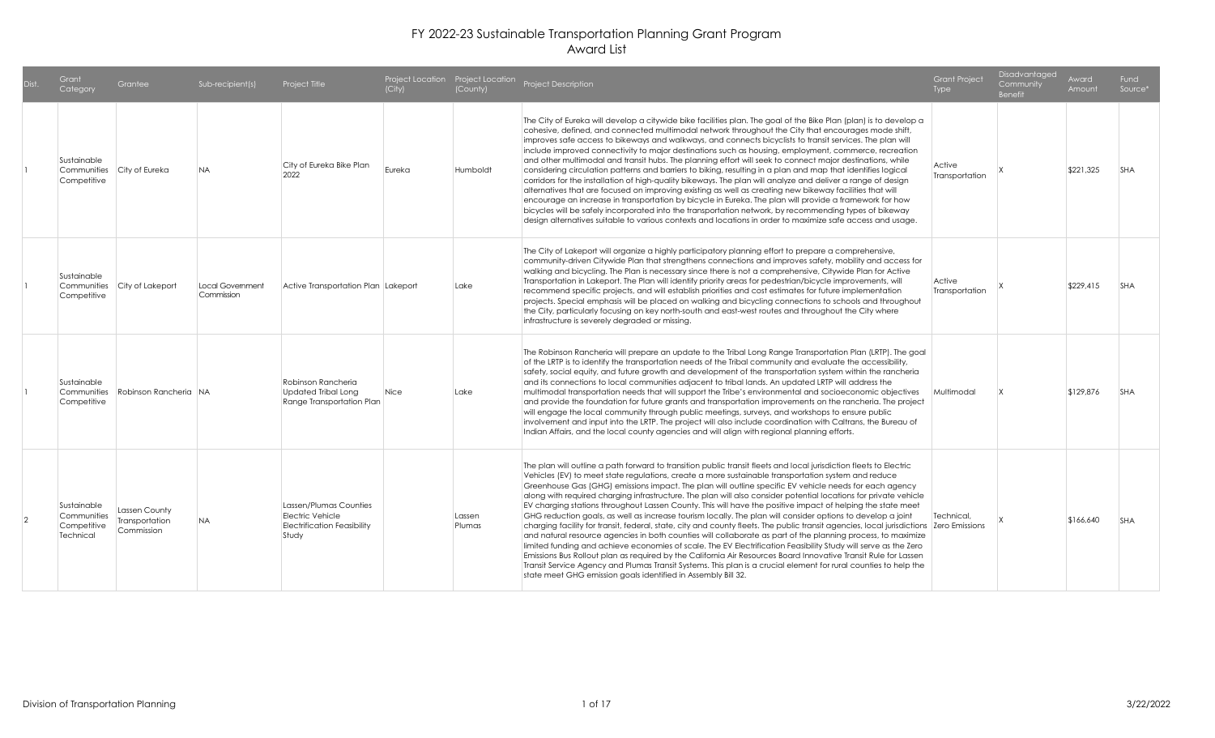# FY 2022-23 Sustainable Transportation Planning Grant Program
## Award List

| Dist. | Grant Category | Grantee | Sub-recipient(s) | Project Title | Project Location (City) | Project Location (County) | Project Description | Grant Project Type | Disadvantaged Community Benefit | Award Amount | Fund Source* |
|---|---|---|---|---|---|---|---|---|---|---|---|
| 1 | Sustainable Communities Competitive | City of Eureka | NA | City of Eureka Bike Plan 2022 | Eureka | Humboldt | The City of Eureka will develop a citywide bike facilities plan. The goal of the Bike Plan (plan) is to develop a cohesive, defined, and connected multimodal network throughout the City that encourages mode shift, improves safe access to bikeways and walkways, and connects bicyclists to transit services. The plan will include improved connectivity to major destinations such as housing, employment, commerce, recreation and other multimodal and transit hubs. The planning effort will seek to connect major destinations, while considering circulation patterns and barriers to biking, resulting in a plan and map that identifies logical corridors for the installation of high-quality bikeways. The plan will analyze and deliver a range of design alternatives that are focused on improving existing as well as creating new bikeway facilities that will encourage an increase in transportation by bicycle in Eureka. The plan will provide a framework for how bicycles will be safely incorporated into the transportation network, by recommending types of bikeway design alternatives suitable to various contexts and locations in order to maximize safe access and usage. | Active Transportation | X | $221,325 | SHA |
| 1 | Sustainable Communities Competitive | City of Lakeport | Local Government Commission | Active Transportation Plan | Lakeport | Lake | The City of Lakeport will organize a highly participatory planning effort to prepare a comprehensive, community-driven Citywide Plan that strengthens connections and improves safety, mobility and access for walking and bicycling. The Plan is necessary since there is not a comprehensive, Citywide Plan for Active Transportation in Lakeport. The Plan will identify priority areas for pedestrian/bicycle improvements, will recommend specific projects, and will establish priorities and cost estimates for future implementation projects. Special emphasis will be placed on walking and bicycling connections to schools and throughout the City, particularly focusing on key north-south and east-west routes and throughout the City where infrastructure is severely degraded or missing. | Active Transportation | X | $229,415 | SHA |
| 1 | Sustainable Communities Competitive | Robinson Rancheria | NA | Robinson Rancheria Updated Tribal Long Range Transportation Plan | Nice | Lake | The Robinson Rancheria will prepare an update to the Tribal Long Range Transportation Plan (LRTP). The goal of the LRTP is to identify the transportation needs of the Tribal community and evaluate the accessibility, safety, social equity, and future growth and development of the transportation system within the rancheria and its connections to local communities adjacent to tribal lands. An updated LRTP will address the multimodal transportation needs that will support the Tribe's environmental and socioeconomic objectives and provide the foundation for future grants and transportation improvements on the rancheria. The project will engage the local community through public meetings, surveys, and workshops to ensure public involvement and input into the LRTP. The project will also include coordination with Caltrans, the Bureau of Indian Affairs, and the local county agencies and will align with regional planning efforts. | Multimodal | X | $129,876 | SHA |
| 2 | Sustainable Communities Competitive Technical | Lassen County Transportation Commission | NA | Lassen/Plumas Counties Electric Vehicle Electrification Feasibility Study | | Lassen Plumas | The plan will outline a path forward to transition public transit fleets and local jurisdiction fleets to Electric Vehicles (EV) to meet state regulations, create a more sustainable transportation system and reduce Greenhouse Gas (GHG) emissions impact. The plan will outline specific EV vehicle needs for each agency along with required charging infrastructure. The plan will also consider potential locations for private vehicle EV charging stations throughout Lassen County. This will have the positive impact of helping the state meet GHG reduction goals, as well as increase tourism locally. The plan will consider options to develop a joint charging facility for transit, federal, state, city and county fleets. The public transit agencies, local jurisdictions and natural resource agencies in both counties will collaborate as part of the planning process, to maximize limited funding and achieve economies of scale. The EV Electrification Feasibility Study will serve as the Zero Emissions Bus Rollout plan as required by the California Air Resources Board Innovative Transit Rule for Lassen Transit Service Agency and Plumas Transit Systems. This plan is a crucial element for rural counties to help the state meet GHG emission goals identified in Assembly Bill 32. | Technical, Zero Emissions | X | $166,640 | SHA |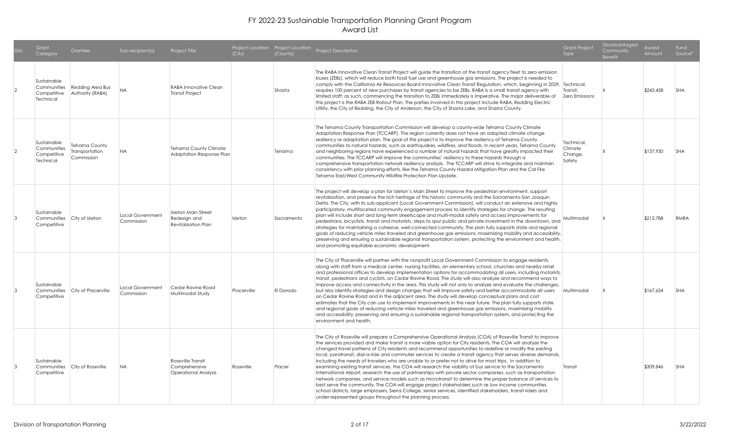# FY 2022-23 Sustainable Transportation Planning Grant Program
## Award List

| Dist. | Grant Category | Grantee | Sub-recipient(s) | Project Title | Project Location (City) | Project Location (County) | Project Description | Grant Project Type | Disadvantaged Community Benefit | Award Amount | Fund Source* |
|---|---|---|---|---|---|---|---|---|---|---|---|
| 2 | Sustainable Communities Competitive Technical | Redding Area Bus Authority (RABA) | NA | RABA Innovative Clean Transit Project | | Shasta | The RABA Innovative Clean Transit Project will guide the transition of the transit agency fleet to zero emission buses (ZEBs), which will reduce both fossil fuel use and greenhouse gas emissions. The project is needed to comply with the California Air Resources Board Innovative Clean Transit Regulation, which, beginning in 2029, requires 100 percent of new purchases by transit agencies to be ZEBs. RABA is a small transit agency with limited staff; as such, commencing the transition to ZEBs immediately is imperative. The major deliverable of this project is the RABA ZEB Rollout Plan. The parties involved in this project include RABA, Redding Electric Utility, the City of Redding, the City of Anderson, the City of Shasta Lake, and Shasta County. | Technical, Transit, Zero Emissions | X | $243,458 | SHA |
| 2 | Sustainable Communities Competitive Technical | Tehama County Transportation Commission | NA | Tehama County Climate Adaptation Response Plan | | Tehama | The Tehama County Transportation Commission will develop a county-wide Tehama County Climate Adaptation Response Plan (TCCARP). The region currently does not have an adopted climate change resiliency or adaptation plan. The goal of this project is to improve the resiliency of Tehama County communities to natural hazards, such as earthquakes, wildfires, and floods. In recent years, Tehama County and neighboring regions have experienced a number of natural hazards that have greatly impacted their communities. The TCCARP will improve the communities' resiliency to these hazards through a comprehensive transportation network resiliency analysis. The TCCARP will strive to integrate and maintain consistency with prior planning efforts, like the Tehama County Hazard Mitigation Plan and the Cal Fire Tehama East/West Community Wildfire Protection Plan Update. | Technical, Climate Change, Safety | X | $137,930 | SHA |
| 3 | Sustainable Communities Competitive | City of Isleton | Local Government Commission | Isleton Main Street Redesign and Revitalization Plan | Isleton | Sacramento | The project will develop a plan for Isleton's Main Street to improve the pedestrian environment, support revitalization, and preserve the rich heritage of this historic community and the Sacramento-San Joaquin Delta. The City, with its sub-applicant (Local Government Commission), will conduct an extensive and highly participatory, multifaceted community engagement process to identify strategies for change. The resulting plan will include short and long-term streetscape and multi-modal safety and access improvements for pedestrians, bicyclists, transit and motorists, steps to spur public and private investment in the downtown, and strategies for maintaining a cohesive, well-connected community. The plan fully supports state and regional goals of reducing vehicle miles traveled and greenhouse gas emissions, maximizing mobility and accessibility, preserving and ensuring a sustainable regional transportation system, protecting the environment and health, and promoting equitable economic development. | Multimodal | X | $212,788 | RMRA |
| 3 | Sustainable Communities Competitive | City of Placerville | Local Government Commission | Cedar Ravine Road Multimodal Study | Placerville | El Dorado | The City of Placerville will partner with the nonprofit Local Government Commission to engage residents, along with staff from a medical center, nursing facilities, an elementary school, churches and nearby retail and professional offices to develop implementation options for accommodating all users, including motorists, transit, pedestrians and cyclists, on Cedar Ravine Road. The study will also analyze and recommend ways to improve access and connectivity in the area. This study will not only to analyze and evaluate the challenges, but also identify strategies and design changes that will improve safety and better accommodate all users on Cedar Ravine Road and in the adjacent area. The study will develop conceptual plans and cost estimates that the City can use to implement improvements in the near future. The plan fully supports state and regional goals of reducing vehicle miles traveled and greenhouse gas emissions, maximizing mobility and accessibility, preserving and ensuring a sustainable regional transportation system, and protecting the environment and health. | Multimodal | X | $167,634 | SHA |
| 3 | Sustainable Communities Competitive | City of Roseville | NA | Roseville Transit Comprehensive Operational Analysis | Roseville | Placer | The City of Roseville will prepare a Comprehensive Operational Analysis (COA) of Roseville Transit to improve the services provided and make transit a more viable option for City residents. The COA will analyze the changed travel patterns of City residents and recommend opportunities to redefine or modify the existing local, paratransit, dial-a-ride and commuter services to create a transit agency that serves diverse demands, including the needs of travelers who are unable to or prefer not to drive for most trips. In addition to examining existing transit services, the COA will research the viability of bus service to the Sacramento International Airport, research the use of partnerships with private sector companies, such as transportation network companies, and service models such as microtransit to determine the proper balance of services to best serve the community. The COA will engage project stakeholders such as low income communities, school districts, large employers, Sierra College, senior services, identified stakeholders, transit riders and under-represented groups throughout the planning process. | Transit | | $309,846 | SHA |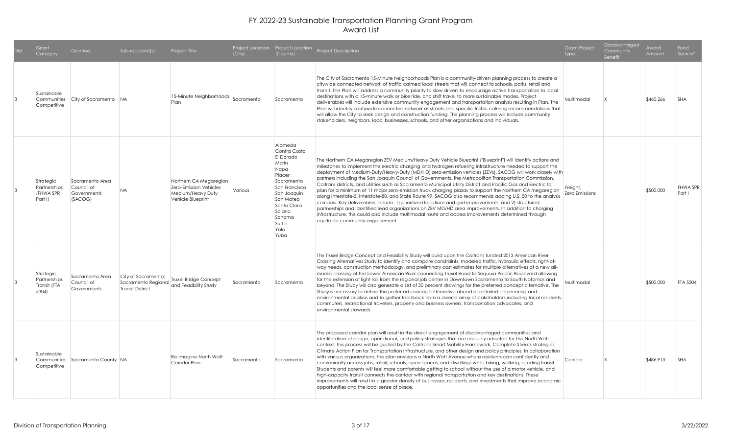# FY 2022-23 Sustainable Transportation Planning Grant Program
## Award List

| Dist. | Grant Category | Grantee | Sub-recipient(s) | Project Title | Project Location (City) | Project Location (County) | Project Description | Grant Project Type | Disadvantaged Community Benefit | Award Amount | Fund Source* |
|---|---|---|---|---|---|---|---|---|---|---|---|
| 3 | Sustainable Communities Competitive | City of Sacramento | NA | 15-Minute Neighborhoods Plan | Sacramento | Sacramento | The City of Sacramento 15-Minute Neighborhoods Plan is a community-driven planning process to create a citywide connected network of traffic calmed local streets that will connect to schools, parks, retail and transit. The Plan will address a community priority to slow drivers to encourage active transportation to local destinations with a 15-minute walk or bike ride, and shift travel to more sustainable modes. Project deliverables will include extensive community engagement and transportation analysis resulting in Plan. The Plan will identify a citywide connected network of streets and specific traffic calming recommendations that will allow the City to seek design and construction funding. This planning process will include community stakeholders, neighbors, local businesses, schools, and other organizations and individuals. | Multimodal | X | $460,266 | SHA |
| 3 | Strategic Partnerships (FHWA SPR Part I) | Sacramento Area Council of Governments (SACOG) | NA | Northern CA Megaregion Zero-Emission Vehicles Medium/Heavy Duty Vehicle Blueprint | Various | Alameda Contra Costa El Dorado Marin Napa Placer Sacramento San Francisco San Joaquin San Mateo Santa Clara Solano Sonoma Sutter Yolo Yuba | The Northern CA Megaregion ZEV Medium/Heavy Duty Vehicle Blueprint ("Blueprint") will identify actions and milestones to implement the electric charging and hydrogen refueling infrastructure needed to support the deployment of Medium-Duty/Heavy-Duty (MD/HD) zero-emission vehicles (ZEVs). SACOG will work closely with partners including the San Joaquin Council of Governments, the Metropolitan Transportation Commission, Caltrans districts, and utilities such as Sacramento Municipal Utility District and Pacific Gas and Electric to plan for a minimum of 11 major zero-emission truck charging plazas to support the Northern CA megaregion along Interstate-5, Interstate-80, and State Route 99. SACOG also recommends adding U.S. 50 to the analysis corridors. Key deliverables include: 1) prioritized locations and grid improvements, and 2) structured partnerships and identified lead organizations on ZEV MD/HD area improvements. In addition to charging infrastructure, this could also include multimodal route and access improvements determined through equitable community engagement. | Freight, Zero Emissions | | $500,000 | FHWA SPR Part I |
| 3 | Strategic Partnerships Transit (FTA 5304) | Sacramento Area Council of Governments | City of Sacramento; Sacramento Regional Transit District | Truxel Bridge Concept and Feasibility Study | Sacramento | Sacramento | The Truxel Bridge Concept and Feasibility Study will build upon the Caltrans funded 2013 American River Crossing Alternatives Study to identify and compare constraints, modeled traffic, hydraulic effects, right-of-way needs, construction methodology, and preliminary cost estimates for multiple alternatives of a new all-modes crossing of the Lower American River connecting Truxel Road to Sequoia Pacific Boulevard allowing for the extension of light rail from the regional job center in Downtown Sacramento to South Natomas and beyond. The Study will also generate a set of 30 percent drawings for the preferred concept alternative. The Study is necessary to define the preferred concept alternative ahead of detailed engineering and environmental analysis and to gather feedback from a diverse array of stakeholders including local residents, commuters, recreational travelers, property and business owners, transportation advocates, and environmental stewards. | Multimodal | | $500,000 | FTA 5304 |
| 3 | Sustainable Communities Competitive | Sacramento County | NA | Re-Imagine North Watt Corridor Plan | Sacramento | Sacramento | The proposed corridor plan will result in the direct engagement of disadvantaged communities and identification of design, operational, and policy strategies that are uniquely adapted for the North Watt context. This process will be guided by the Caltrans Smart Mobility Framework, Complete Streets strategies, Climate Action Plan for Transportation Infrastructure, and other design and policy principles. In collaboration with various organizations, the plan envisions a North Watt Avenue where residents can confidently and conveniently access jobs, retail, schools, open spaces, and dwellings while biking, walking, or riding transit. Students and parents will feel more comfortable getting to school without the use of a motor vehicle, and high-capacity transit connects the corridor with regional transportation and key destinations. These improvements will result in a greater density of businesses, residents, and investments that improve economic opportunities and the local sense of place. | Corridor | X | $486,913 | SHA |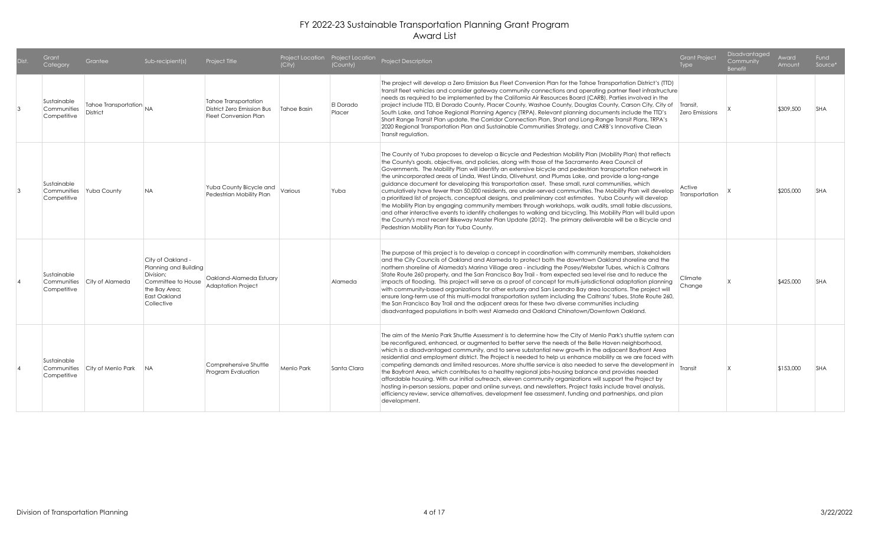# FY 2022-23 Sustainable Transportation Planning Grant Program
## Award List

| Dist. | Grant Category | Grantee | Sub-recipient(s) | Project Title | Project Location (City) | Project Location (County) | Project Description | Grant Project Type | Disadvantaged Community Benefit | Award Amount | Fund Source* |
|---|---|---|---|---|---|---|---|---|---|---|---|
| 3 | Sustainable Communities Competitive | Tahoe Transportation District | NA | Tahoe Transportation District Zero Emission Bus Fleet Conversion Plan | Tahoe Basin | El Dorado Placer | The project will develop a Zero Emission Bus Fleet Conversion Plan for the Tahoe Transportation District's (TTD) transit fleet vehicles and consider gateway community connections and operating partner fleet infrastructure needs as required to be implemented by the California Air Resources Board (CARB). Parties involved in the project include TTD, El Dorado County, Placer County, Washoe County, Douglas County, Carson City, City of South Lake, and Tahoe Regional Planning Agency (TRPA). Relevant planning documents include the TTD's Short Range Transit Plan update, the Corridor Connection Plan, Short and Long-Range Transit Plans, TRPA's 2020 Regional Transportation Plan and Sustainable Communities Strategy, and CARB's Innovative Clean Transit regulation. | Transit, Zero Emissions | X | $309,500 | SHA |
| 3 | Sustainable Communities Competitive | Yuba County | NA | Yuba County Bicycle and Pedestrian Mobility Plan | Various | Yuba | The County of Yuba proposes to develop a Bicycle and Pedestrian Mobility Plan (Mobility Plan) that reflects the County's goals, objectives, and policies, along with those of the Sacramento Area Council of Governments. The Mobility Plan will identify an extensive bicycle and pedestrian transportation network in the unincorporated areas of Linda, West Linda, Olivehurst, and Plumas Lake, and provide a long-range guidance document for developing this transportation asset. These small, rural communities, which cumulatively have fewer than 50,000 residents, are under-served communities. The Mobility Plan will develop a prioritized list of projects, conceptual designs, and preliminary cost estimates. Yuba County will develop the Mobility Plan by engaging community members through workshops, walk audits, small table discussions, and other interactive events to identify challenges to walking and bicycling. This Mobility Plan will build upon the County's most recent Bikeway Master Plan Update (2012). The primary deliverable will be a Bicycle and Pedestrian Mobility Plan for Yuba County. | Active Transportation | X | $205,000 | SHA |
| 4 | Sustainable Communities Competitive | City of Alameda | City of Oakland - Planning and Building Division; Committee to House the Bay Area; East Oakland Collective | Oakland-Alameda Estuary Adaptation Project | | Alameda | The purpose of this project is to develop a concept in coordination with community members, stakeholders and the City Councils of Oakland and Alameda to protect both the downtown Oakland shoreline and the northern shoreline of Alameda's Marina Village area - including the Posey/Webster Tubes, which is Caltrans State Route 260 property, and the San Francisco Bay Trail - from expected sea level rise and to reduce the impacts of flooding. This project will serve as a proof of concept for multi-jurisdictional adaptation planning with community-based organizations for other estuary and San Leandro Bay area locations. The project will ensure long-term use of this multi-modal transportation system including the Caltrans' tubes, State Route 260, the San Francisco Bay Trail and the adjacent areas for these two diverse communities including disadvantaged populations in both west Alameda and Oakland Chinatown/Downtown Oakland. | Climate Change | X | $425,000 | SHA |
| 4 | Sustainable Communities Competitive | City of Menlo Park | NA | Comprehensive Shuttle Program Evaluation | Menlo Park | Santa Clara | The aim of the Menlo Park Shuttle Assessment is to determine how the City of Menlo Park's shuttle system can be reconfigured, enhanced, or augmented to better serve the needs of the Belle Haven neighborhood, which is a disadvantaged community, and to serve substantial new growth in the adjacent Bayfront Area residential and employment district. The Project is needed to help us enhance mobility as we are faced with competing demands and limited resources. More shuttle service is also needed to serve the development in the Bayfront Area, which contributes to a healthy regional jobs-housing balance and provides needed affordable housing. With our initial outreach, eleven community organizations will support the Project by hosting in-person sessions, paper and online surveys, and newsletters. Project tasks include travel analysis, efficiency review, service alternatives, development fee assessment, funding and partnerships, and plan development. | Transit | X | $153,000 | SHA |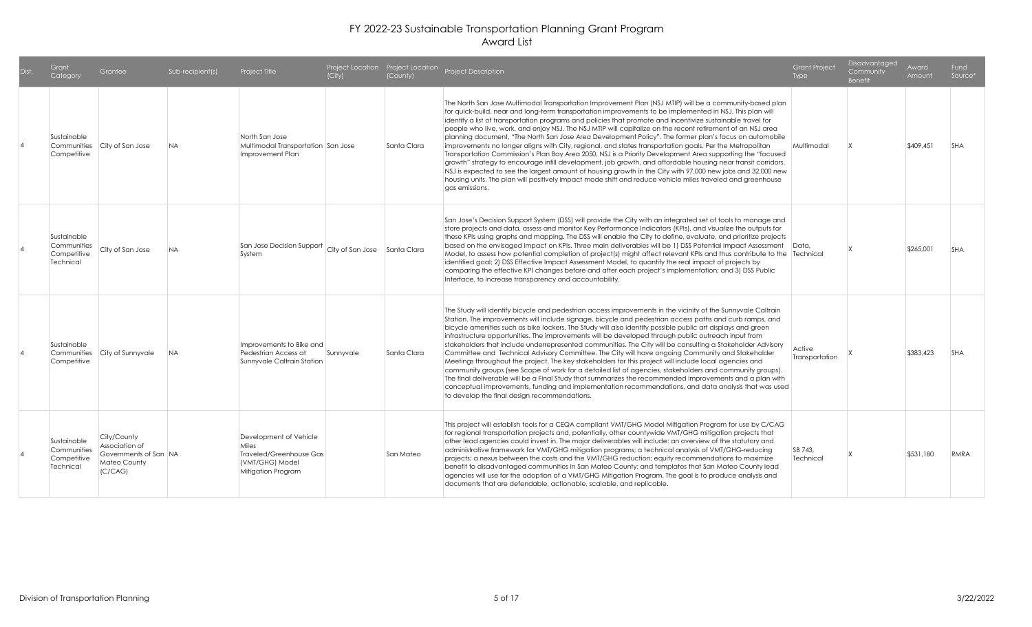# FY 2022-23 Sustainable Transportation Planning Grant Program
## Award List

| Dist. | Grant Category | Grantee | Sub-recipient(s) | Project Title | Project Location (City) | Project Location (County) | Project Description | Grant Project Type | Disadvantaged Community Benefit | Award Amount | Fund Source* |
|---|---|---|---|---|---|---|---|---|---|---|---|
| 4 | Sustainable Communities Competitive | City of San Jose | NA | North San Jose Multimodal Transportation Improvement Plan | San Jose | Santa Clara | The North San Jose Multimodal Transportation Improvement Plan (NSJ MTIP) will be a community-based plan for quick-build, near and long-term transportation improvements to be implemented in NSJ. This plan will identify a list of transportation programs and policies that promote and incentivize sustainable travel for people who live, work, and enjoy NSJ. The NSJ MTIP will capitalize on the recent retirement of an NSJ area planning document, "The North San Jose Area Development Policy". The former plan's focus on automobile improvements no longer aligns with City, regional, and states transportation goals. Per the Metropolitan Transportation Commission's Plan Bay Area 2050, NSJ is a Priority Development Area supporting the "focused growth" strategy to encourage infill development, job growth, and affordable housing near transit corridors. NSJ is expected to see the largest amount of housing growth in the City with 97,000 new jobs and 32,000 new housing units. The plan will positively impact mode shift and reduce vehicle miles traveled and greenhouse gas emissions. | Multimodal | X | $409,451 | SHA |
| 4 | Sustainable Communities Competitive Technical | City of San Jose | NA | San Jose Decision Support System | City of San Jose | Santa Clara | San Jose's Decision Support System (DSS) will provide the City with an integrated set of tools to manage and store projects and data, assess and monitor Key Performance Indicators (KPIs), and visualize the outputs for these KPIs using graphs and mapping. The DSS will enable the City to define, evaluate, and prioritize projects based on the envisaged impact on KPIs. Three main deliverables will be 1) DSS Potential Impact Assessment Model, to assess how potential completion of project(s) might affect relevant KPIs and thus contribute to the identified goal; 2) DSS Effective Impact Assessment Model, to quantify the real impact of projects by comparing the effective KPI changes before and after each project's implementation; and 3) DSS Public Interface, to increase transparency and accountability. | Data, Technical | X | $265,001 | SHA |
| 4 | Sustainable Communities Competitive | City of Sunnyvale | NA | Improvements to Bike and Pedestrian Access at Sunnyvale Caltrain Station | Sunnyvale | Santa Clara | The Study will identify bicycle and pedestrian access improvements in the vicinity of the Sunnyvale Caltrain Station. The improvements will include signage, bicycle and pedestrian access paths and curb ramps, and bicycle amenities such as bike lockers. The Study will also identify possible public art displays and green infrastructure opportunities. The improvements will be developed through public outreach input from stakeholders that include underrepresented communities. The City will be consulting a Stakeholder Advisory Committee and Technical Advisory Committee. The City will have ongoing Community and Stakeholder Meetings throughout the project. The key stakeholders for this project will include local agencies and community groups (see Scope of work for a detailed list of agencies, stakeholders and community groups). The final deliverable will be a Final Study that summarizes the recommended improvements and a plan with conceptual improvements, funding and implementation recommendations, and data analysis that was used to develop the final design recommendations. | Active Transportation | X | $383,423 | SHA |
| 4 | Sustainable Communities Competitive Technical | City/County Association of Governments of San Mateo County (C/CAG) | NA | Development of Vehicle Miles Traveled/Greenhouse Gas (VMT/GHG) Model Mitigation Program | | San Mateo | This project will establish tools for a CEQA compliant VMT/GHG Model Mitigation Program for use by C/CAG for regional transportation projects and, potentially, other countywide VMT/GHG mitigation projects that other lead agencies could invest in. The major deliverables will include: an overview of the statutory and administrative framework for VMT/GHG mitigation programs; a technical analysis of VMT/GHG-reducing projects; a nexus between the costs and the VMT/GHG reduction; equity recommendations to maximize benefit to disadvantaged communities in San Mateo County; and templates that San Mateo County lead agencies will use for the adoption of a VMT/GHG Mitigation Program. The goal is to produce analysis and documents that are defendable, actionable, scalable, and replicable. | SB 743, Technical | X | $531,180 | RMRA |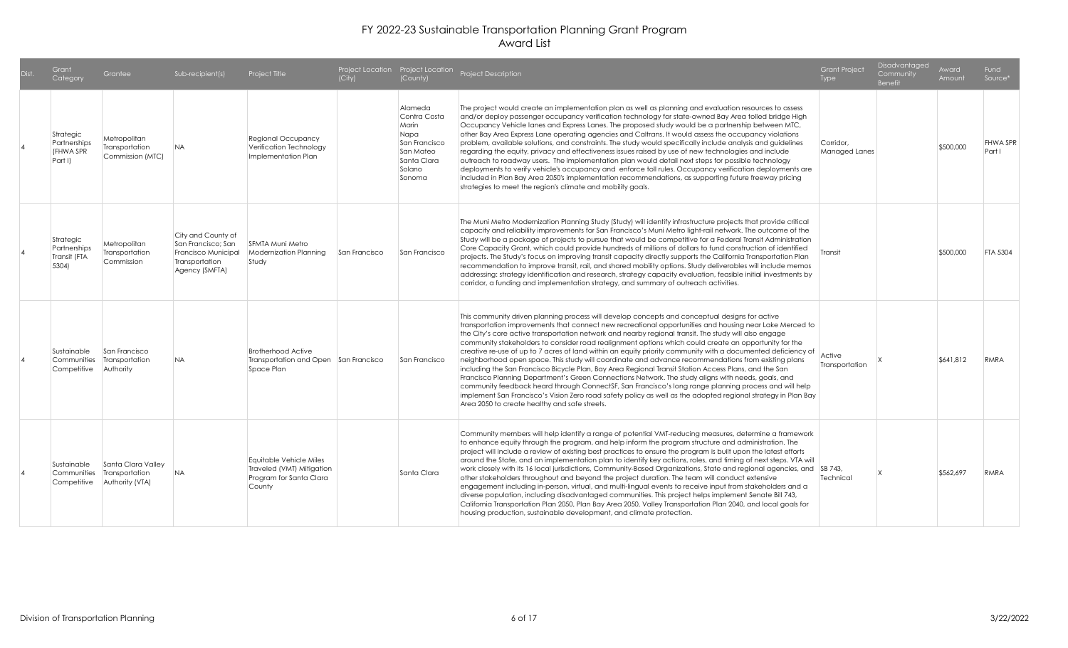# FY 2022-23 Sustainable Transportation Planning Grant Program
## Award List

| Dist. | Grant Category | Grantee | Sub-recipient(s) | Project Title | Project Location (City) | Project Location (County) | Project Description | Grant Project Type | Disadvantaged Community Benefit | Award Amount | Fund Source* |
|---|---|---|---|---|---|---|---|---|---|---|---|
| 4 | Strategic Partnerships (FHWA SPR Part I) | Metropolitan Transportation Commission (MTC) | NA | Regional Occupancy Verification Technology Implementation Plan | | Alameda Contra Costa Marin Napa San Francisco San Mateo Santa Clara Solano Sonoma | The project would create an implementation plan as well as planning and evaluation resources to assess and/or deploy passenger occupancy verification technology for state-owned Bay Area tolled bridge High Occupancy Vehicle lanes and Express Lanes. The proposed study would be a partnership between MTC, other Bay Area Express Lane operating agencies and Caltrans. It would assess the occupancy violations problem, available solutions, and constraints. The study would specifically include analysis and guidelines regarding the equity, privacy and effectiveness issues raised by use of new technologies and include outreach to roadway users. The implementation plan would detail next steps for possible technology deployments to verify vehicle's occupancy and enforce toll rules. Occupancy verification deployments are included in Plan Bay Area 2050's implementation recommendations, as supporting future freeway pricing strategies to meet the region's climate and mobility goals. | Corridor, Managed Lanes | | $500,000 | FHWA SPR Part I |
| 4 | Strategic Partnerships Transit (FTA 5304) | Metropolitan Transportation Commission | City and County of San Francisco; San Francisco Municipal Transportation Agency (SMFTA) | SFMTA Muni Metro Modernization Planning Study | San Francisco | San Francisco | The Muni Metro Modernization Planning Study (Study) will identify infrastructure projects that provide critical capacity and reliability improvements for San Francisco's Muni Metro light-rail network. The outcome of the Study will be a package of projects to pursue that would be competitive for a Federal Transit Administration Core Capacity Grant, which could provide hundreds of millions of dollars to fund construction of identified projects. The Study's focus on improving transit capacity directly supports the California Transportation Plan recommendation to improve transit, rail, and shared mobility options. Study deliverables will include memos addressing: strategy identification and research, strategy capacity evaluation, feasible initial investments by corridor, a funding and implementation strategy, and summary of outreach activities. | Transit | | $500,000 | FTA 5304 |
| 4 | Sustainable Communities Competitive | San Francisco Transportation Authority | NA | Brotherhood Active Transportation and Open Space Plan | San Francisco | San Francisco | This community driven planning process will develop concepts and conceptual designs for active transportation improvements that connect new recreational opportunities and housing near Lake Merced to the City's core active transportation network and nearby regional transit. The study will also engage community stakeholders to consider road realignment options which could create an opportunity for the creative re-use of up to 7 acres of land within an equity priority community with a documented deficiency of neighborhood open space. This study will coordinate and advance recommendations from existing plans including the San Francisco Bicycle Plan, Bay Area Regional Transit Station Access Plans, and the San Francisco Planning Department's Green Connections Network. The study aligns with needs, goals, and community feedback heard through ConnectSF, San Francisco's long range planning process and will help implement San Francisco's Vision Zero road safety policy as well as the adopted regional strategy in Plan Bay Area 2050 to create healthy and safe streets. | Active Transportation | X | $641,812 | RMRA |
| 4 | Sustainable Communities Competitive | Santa Clara Valley Transportation Authority (VTA) | NA | Equitable Vehicle Miles Traveled (VMT) Mitigation Program for Santa Clara County | | Santa Clara | Community members will help identify a range of potential VMT-reducing measures, determine a framework to enhance equity through the program, and help inform the program structure and administration. The project will include a review of existing best practices to ensure the program is built upon the latest efforts around the State, and an implementation plan to identify key actions, roles, and timing of next steps. VTA will work closely with its 16 local jurisdictions, Community-Based Organizations, State and regional agencies, and other stakeholders throughout and beyond the project duration. The team will conduct extensive engagement including in-person, virtual, and multi-lingual events to receive input from stakeholders and a diverse population, including disadvantaged communities. This project helps implement Senate Bill 743, California Transportation Plan 2050, Plan Bay Area 2050, Valley Transportation Plan 2040, and local goals for housing production, sustainable development, and climate protection. | SB 743, Technical | X | $562,697 | RMRA |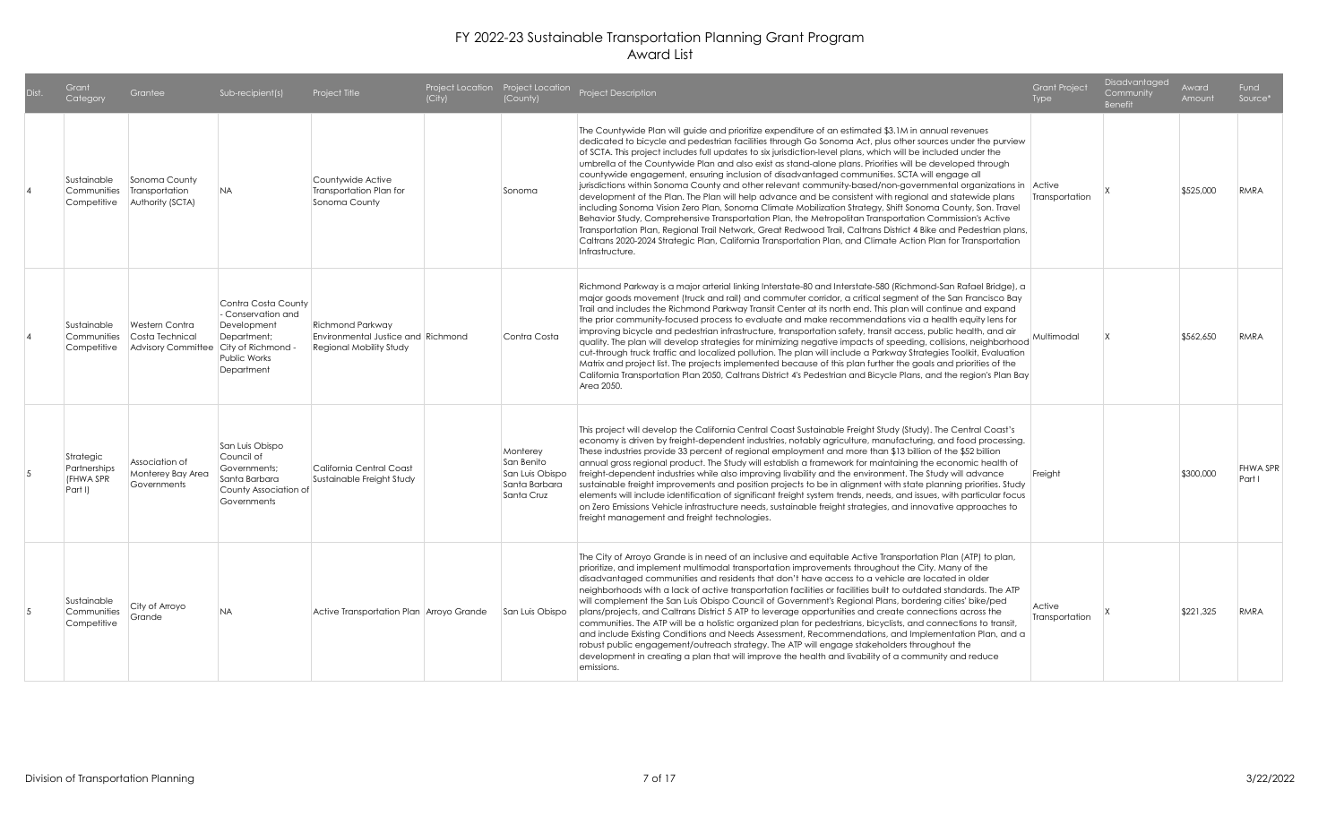# FY 2022-23 Sustainable Transportation Planning Grant Program
## Award List

| Dist. | Grant Category | Grantee | Sub-recipient(s) | Project Title | Project Location (City) | Project Location (County) | Project Description | Grant Project Type | Disadvantaged Community Benefit | Award Amount | Fund Source* |
|---|---|---|---|---|---|---|---|---|---|---|---|
| 4 | Sustainable Communities Competitive | Sonoma County Transportation Authority (SCTA) | NA | Countywide Active Transportation Plan for Sonoma County | | Sonoma | The Countywide Plan will guide and prioritize expenditure of an estimated $3.1M in annual revenues dedicated to bicycle and pedestrian facilities through Go Sonoma Act, plus other sources under the purview of SCTA. This project includes full updates to six jurisdiction-level plans, which will be included under the umbrella of the Countywide Plan and also exist as stand-alone plans. Priorities will be developed through countywide engagement, ensuring inclusion of disadvantaged communities. SCTA will engage all jurisdictions within Sonoma County and other relevant community-based/non-governmental organizations in development of the Plan. The Plan will help advance and be consistent with regional and statewide plans including Sonoma Vision Zero Plan, Sonoma Climate Mobilization Strategy, Shift Sonoma County, Son. Travel Behavior Study, Comprehensive Transportation Plan, the Metropolitan Transportation Commission's Active Transportation Plan, Regional Trail Network, Great Redwood Trail, Caltrans District 4 Bike and Pedestrian plans, Caltrans 2020-2024 Strategic Plan, California Transportation Plan, and Climate Action Plan for Transportation Infrastructure. | Active Transportation | X | $525,000 | RMRA |
| 4 | Sustainable Communities Competitive | Western Contra Costa Technical Advisory Committee | Contra Costa County - Conservation and Development Department; City of Richmond - Public Works Department | Richmond Parkway Environmental Justice and Regional Mobility Study | Richmond | Contra Costa | Richmond Parkway is a major arterial linking Interstate-80 and Interstate-580 (Richmond-San Rafael Bridge), a major goods movement (truck and rail) and commuter corridor, a critical segment of the San Francisco Bay Trail and includes the Richmond Parkway Transit Center at its north end. This plan will continue and expand the prior community-focused process to evaluate and make recommendations via a health equity lens for improving bicycle and pedestrian infrastructure, transportation safety, transit access, public health, and air quality. The plan will develop strategies for minimizing negative impacts of speeding, collisions, neighborhood cut-through truck traffic and localized pollution. The plan will include a Parkway Strategies Toolkit, Evaluation Matrix and project list. The projects implemented because of this plan further the goals and priorities of the California Transportation Plan 2050, Caltrans District 4's Pedestrian and Bicycle Plans, and the region's Plan Bay Area 2050. | Multimodal | X | $562,650 | RMRA |
| 5 | Strategic Partnerships (FHWA SPR Part I) | Association of Monterey Bay Area Governments | San Luis Obispo Council of Governments; Santa Barbara County Association of Governments | California Central Coast Sustainable Freight Study | | Monterey San Benito San Luis Obispo Santa Barbara Santa Cruz | This project will develop the California Central Coast Sustainable Freight Study (Study). The Central Coast's economy is driven by freight-dependent industries, notably agriculture, manufacturing, and food processing. These industries provide 33 percent of regional employment and more than $13 billion of the $52 billion annual gross regional product. The Study will establish a framework for maintaining the economic health of freight-dependent industries while also improving livability and the environment. The Study will advance sustainable freight improvements and position projects to be in alignment with state planning priorities. Study elements will include identification of significant freight system trends, needs, and issues, with particular focus on Zero Emissions Vehicle infrastructure needs, sustainable freight strategies, and innovative approaches to freight management and freight technologies. | Freight | | $300,000 | FHWA SPR Part I |
| 5 | Sustainable Communities Competitive | City of Arroyo Grande | NA | Active Transportation Plan | Arroyo Grande | San Luis Obispo | The City of Arroyo Grande is in need of an inclusive and equitable Active Transportation Plan (ATP) to plan, prioritize, and implement multimodal transportation improvements throughout the City. Many of the disadvantaged communities and residents that don't have access to a vehicle are located in older neighborhoods with a lack of active transportation facilities or facilities built to outdated standards. The ATP will complement the San Luis Obispo Council of Government's Regional Plans, bordering cities' bike/ped plans/projects, and Caltrans District 5 ATP to leverage opportunities and create connections across the communities. The ATP will be a holistic organized plan for pedestrians, bicyclists, and connections to transit, and include Existing Conditions and Needs Assessment, Recommendations, and Implementation Plan, and a robust public engagement/outreach strategy. The ATP will engage stakeholders throughout the development in creating a plan that will improve the health and livability of a community and reduce emissions. | Active Transportation | X | $221,325 | RMRA |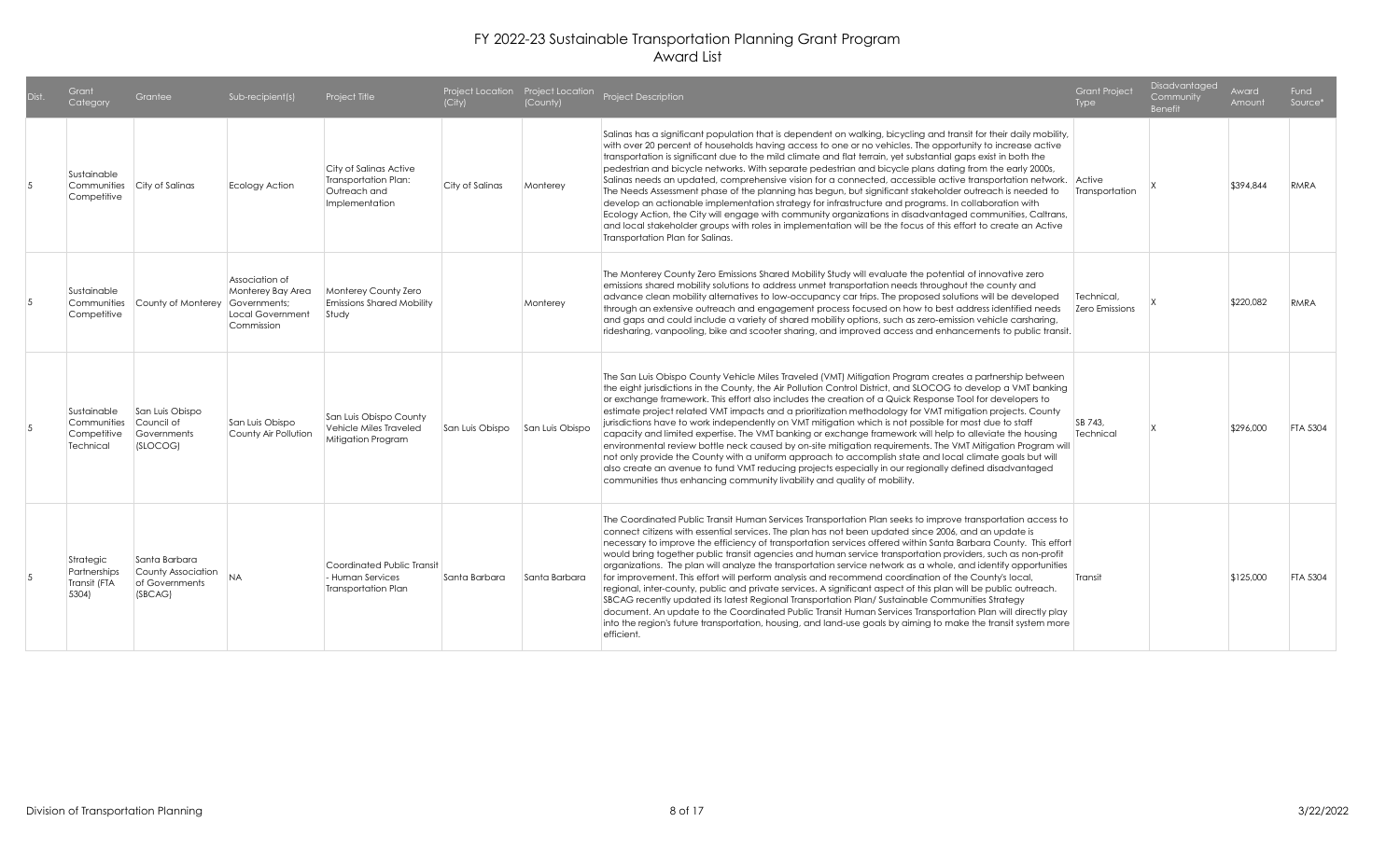# FY 2022-23 Sustainable Transportation Planning Grant Program
## Award List

| Dist. | Grant Category | Grantee | Sub-recipient(s) | Project Title | Project Location (City) | Project Location (County) | Project Description | Grant Project Type | Disadvantaged Community Benefit | Award Amount | Fund Source* |
|---|---|---|---|---|---|---|---|---|---|---|---|
| 5 | Sustainable Communities Competitive | City of Salinas | Ecology Action | City of Salinas Active Transportation Plan: Outreach and Implementation | City of Salinas | Monterey | Salinas has a significant population that is dependent on walking, bicycling and transit for their daily mobility, with over 20 percent of households having access to one or no vehicles. The opportunity to increase active transportation is significant due to the mild climate and flat terrain, yet substantial gaps exist in both the pedestrian and bicycle networks. With separate pedestrian and bicycle plans dating from the early 2000s, Salinas needs an updated, comprehensive vision for a connected, accessible active transportation network. The Needs Assessment phase of the planning has begun, but significant stakeholder outreach is needed to develop an actionable implementation strategy for infrastructure and programs. In collaboration with Ecology Action, the City will engage with community organizations in disadvantaged communities, Caltrans, and local stakeholder groups with roles in implementation will be the focus of this effort to create an Active Transportation Plan for Salinas. | Active Transportation | X | $394,844 | RMRA |
| 5 | Sustainable Communities Competitive | County of Monterey | Association of Monterey Bay Area Governments; Local Government Commission | Monterey County Zero Emissions Shared Mobility Study | | Monterey | The Monterey County Zero Emissions Shared Mobility Study will evaluate the potential of innovative zero emissions shared mobility solutions to address unmet transportation needs throughout the county and advance clean mobility alternatives to low-occupancy car trips. The proposed solutions will be developed through an extensive outreach and engagement process focused on how to best address identified needs and gaps and could include a variety of shared mobility options, such as zero-emission vehicle carsharing, ridesharing, vanpooling, bike and scooter sharing, and improved access and enhancements to public transit. | Technical, Zero Emissions | X | $220,082 | RMRA |
| 5 | Sustainable Communities Competitive Technical | San Luis Obispo Council of Governments (SLOCOG) | San Luis Obispo County Air Pollution | San Luis Obispo County Vehicle Miles Traveled Mitigation Program | San Luis Obispo | San Luis Obispo | The San Luis Obispo County Vehicle Miles Traveled (VMT) Mitigation Program creates a partnership between the eight jurisdictions in the County, the Air Pollution Control District, and SLOCOG to develop a VMT banking or exchange framework. This effort also includes the creation of a Quick Response Tool for developers to estimate project related VMT impacts and a prioritization methodology for VMT mitigation projects. County jurisdictions have to work independently on VMT mitigation which is not possible for most due to staff capacity and limited expertise. The VMT banking or exchange framework will help to alleviate the housing environmental review bottle neck caused by on-site mitigation requirements. The VMT Mitigation Program will not only provide the County with a uniform approach to accomplish state and local climate goals but will also create an avenue to fund VMT reducing projects especially in our regionally defined disadvantaged communities thus enhancing community livability and quality of mobility. | SB 743, Technical | X | $296,000 | FTA 5304 |
| 5 | Strategic Partnerships Transit (FTA 5304) | Santa Barbara County Association of Governments (SBCAG) | NA | Coordinated Public Transit - Human Services Transportation Plan | Santa Barbara | Santa Barbara | The Coordinated Public Transit Human Services Transportation Plan seeks to improve transportation access to connect citizens with essential services. The plan has not been updated since 2006, and an update is necessary to improve the efficiency of transportation services offered within Santa Barbara County. This effort would bring together public transit agencies and human service transportation providers, such as non-profit organizations. The plan will analyze the transportation service network as a whole, and identify opportunities for improvement. This effort will perform analysis and recommend coordination of the County's local, regional, inter-county, public and private services. A significant aspect of this plan will be public outreach. SBCAG recently updated its latest Regional Transportation Plan/ Sustainable Communities Strategy document. An update to the Coordinated Public Transit Human Services Transportation Plan will directly play into the region's future transportation, housing, and land-use goals by aiming to make the transit system more efficient. | Transit | | $125,000 | FTA 5304 |

Division of Transportation Planning

3/22/2022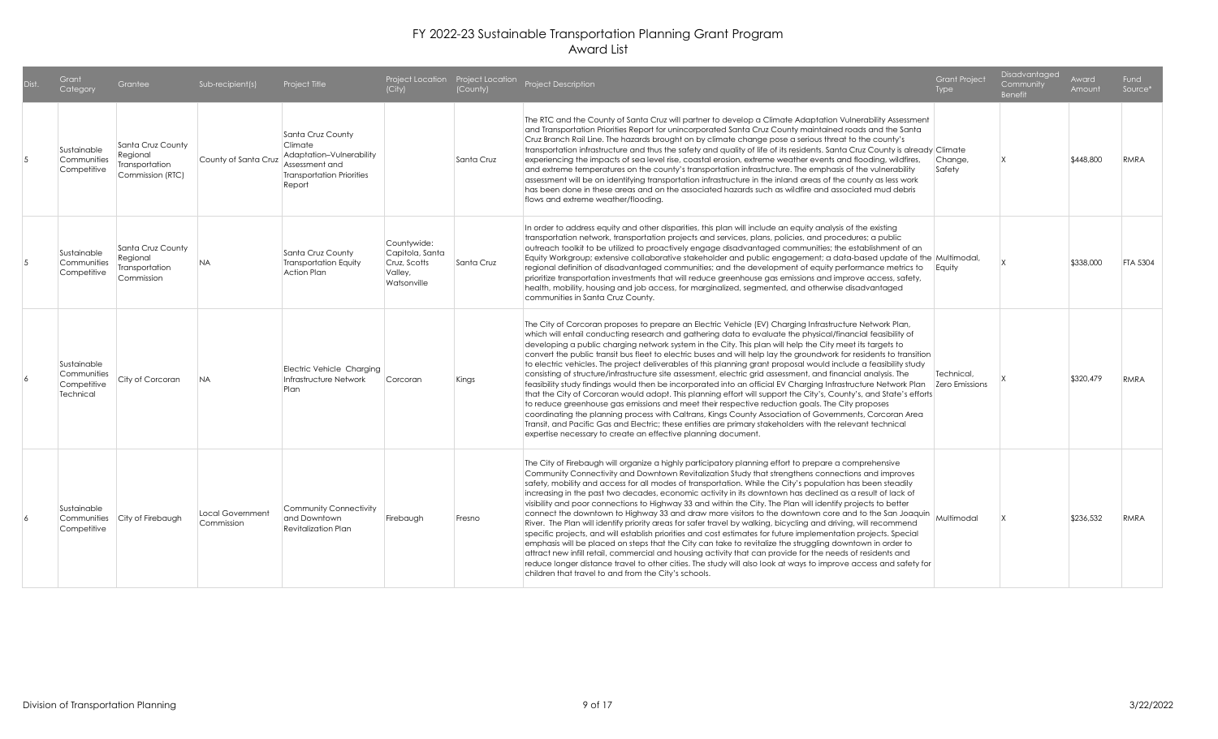# FY 2022-23 Sustainable Transportation Planning Grant Program
## Award List

| Dist. | Grant Category | Grantee | Sub-recipient(s) | Project Title | Project Location (City) | Project Location (County) | Project Description | Grant Project Type | Disadvantaged Community Benefit | Award Amount | Fund Source* |
|---|---|---|---|---|---|---|---|---|---|---|---|
| 5 | Sustainable Communities Competitive | Santa Cruz County Regional Transportation Commission (RTC) | County of Santa Cruz | Santa Cruz County Climate Adaptation–Vulnerability Assessment and Transportation Priorities Report | | Santa Cruz | The RTC and the County of Santa Cruz will partner to develop a Climate Adaptation Vulnerability Assessment and Transportation Priorities Report for unincorporated Santa Cruz County maintained roads and the Santa Cruz Branch Rail Line. The hazards brought on by climate change pose a serious threat to the county's transportation infrastructure and thus the safety and quality of life of its residents. Santa Cruz County is already experiencing the impacts of sea level rise, coastal erosion, extreme weather events and flooding, wildfires, and extreme temperatures on the county's transportation infrastructure. The emphasis of the vulnerability assessment will be on identifying transportation infrastructure in the inland areas of the county as less work has been done in these areas and on the associated hazards such as wildfire and associated mud debris flows and extreme weather/flooding. | Climate Change, Safety | X | $448,800 | RMRA |
| 5 | Sustainable Communities Competitive | Santa Cruz County Regional Transportation Commission | NA | Santa Cruz County Transportation Equity Action Plan | Countywide: Capitola, Santa Cruz, Scotts Valley, Watsonville | Santa Cruz | In order to address equity and other disparities, this plan will include an equity analysis of the existing transportation network, transportation projects and services, plans, policies, and procedures; a public outreach toolkit to be utilized to proactively engage disadvantaged communities; the establishment of an Equity Workgroup; extensive collaborative stakeholder and public engagement; a data-based update of the regional definition of disadvantaged communities; and the development of equity performance metrics to prioritize transportation investments that will reduce greenhouse gas emissions and improve access, safety, health, mobility, housing and job access, for marginalized, segmented, and otherwise disadvantaged communities in Santa Cruz County. | Multimodal, Equity | X | $338,000 | FTA 5304 |
| 6 | Sustainable Communities Competitive Technical | City of Corcoran | NA | Electric Vehicle Charging Infrastructure Network Plan | Corcoran | Kings | The City of Corcoran proposes to prepare an Electric Vehicle (EV) Charging Infrastructure Network Plan, which will entail conducting research and gathering data to evaluate the physical/financial feasibility of developing a public charging network system in the City. This plan will help the City meet its targets to convert the public transit bus fleet to electric buses and will help lay the groundwork for residents to transition to electric vehicles. The project deliverables of this planning grant proposal would include a feasibility study consisting of structure/infrastructure site assessment, electric grid assessment, and financial analysis. The feasibility study findings would then be incorporated into an official EV Charging Infrastructure Network Plan that the City of Corcoran would adopt. This planning effort will support the City's, County's, and State's efforts to reduce greenhouse gas emissions and meet their respective reduction goals. The City proposes coordinating the planning process with Caltrans, Kings County Association of Governments, Corcoran Area Transit, and Pacific Gas and Electric; these entities are primary stakeholders with the relevant technical expertise necessary to create an effective planning document. | Technical, Zero Emissions | X | $320,479 | RMRA |
| 6 | Sustainable Communities Competitive | City of Firebaugh | Local Government Commission | Community Connectivity and Downtown Revitalization Plan | Firebaugh | Fresno | The City of Firebaugh will organize a highly participatory planning effort to prepare a comprehensive Community Connectivity and Downtown Revitalization Study that strengthens connections and improves safety, mobility and access for all modes of transportation. While the City's population has been steadily increasing in the past two decades, economic activity in its downtown has declined as a result of lack of visibility and poor connections to Highway 33 and within the City. The Plan will identify projects to better connect the downtown to Highway 33 and draw more visitors to the downtown core and to the San Joaquin River. The Plan will identify priority areas for safer travel by walking, bicycling and driving, will recommend specific projects, and will establish priorities and cost estimates for future implementation projects. Special emphasis will be placed on steps that the City can take to revitalize the struggling downtown in order to attract new infill retail, commercial and housing activity that can provide for the needs of residents and reduce longer distance travel to other cities. The study will also look at ways to improve access and safety for children that travel to and from the City's schools. | Multimodal | X | $236,532 | RMRA |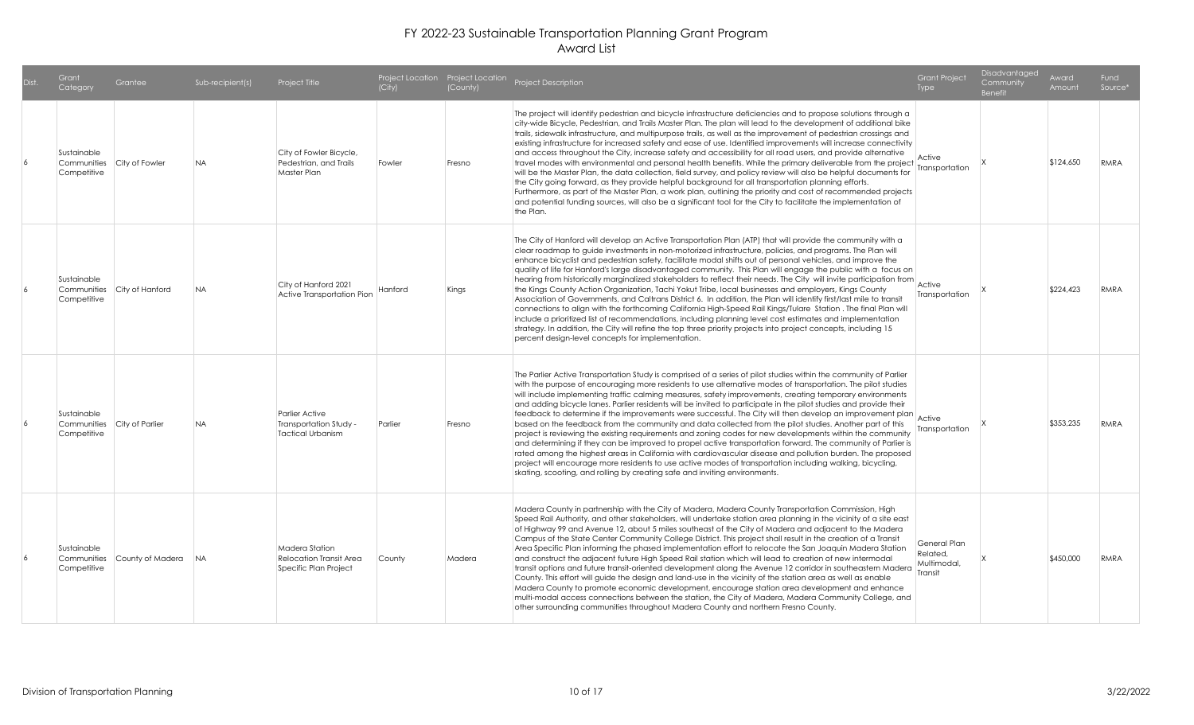# FY 2022-23 Sustainable Transportation Planning Grant Program
## Award List

| Dist. | Grant Category | Grantee | Sub-recipient(s) | Project Title | Project Location (City) | Project Location (County) | Project Description | Grant Project Type | Disadvantaged Community Benefit | Award Amount | Fund Source* |
|---|---|---|---|---|---|---|---|---|---|---|---|
| 6 | Sustainable Communities Competitive | City of Fowler | NA | City of Fowler Bicycle, Pedestrian, and Trails Master Plan | Fowler | Fresno | The project will identify pedestrian and bicycle infrastructure deficiencies and to propose solutions through a city-wide Bicycle, Pedestrian, and Trails Master Plan. The plan will lead to the development of additional bike trails, sidewalk infrastructure, and multipurpose trails, as well as the improvement of pedestrian crossings and existing infrastructure for increased safety and ease of use. Identified improvements will increase connectivity and access throughout the City, increase safety and accessibility for all road users, and provide alternative travel modes with environmental and personal health benefits. While the primary deliverable from the project will be the Master Plan, the data collection, field survey, and policy review will also be helpful documents for the City going forward, as they provide helpful background for all transportation planning efforts. Furthermore, as part of the Master Plan, a work plan, outlining the priority and cost of recommended projects and potential funding sources, will also be a significant tool for the City to facilitate the implementation of the Plan. | Active Transportation | X | $124,650 | RMRA |
| 6 | Sustainable Communities Competitive | City of Hanford | NA | City of Hanford 2021 Active Transportation Plon | Hanford | Kings | The City of Hanford will develop an Active Transportation Plan (ATP) that will provide the community with a clear roadmap to guide investments in non-motorized infrastructure, policies, and programs. The Plan will enhance bicyclist and pedestrian safety, facilitate modal shifts out of personal vehicles, and improve the quality of life for Hanford's large disadvantaged community. This Plan will engage the public with a focus on hearing from historically marginalized stakeholders to reflect their needs. The City will invite participation from the Kings County Action Organization, Tachi Yokut Tribe, local businesses and employers, Kings County Association of Governments, and Caltrans District 6. In addition, the Plan will identify first/last mile to transit connections to align with the forthcoming California High-Speed Rail Kings/Tulare Station . The final Plan will include a prioritized list of recommendations, including planning level cost estimates and implementation strategy. In addition, the City will refine the top three priority projects into project concepts, including 15 percent design-level concepts for implementation. | Active Transportation | X | $224,423 | RMRA |
| 6 | Sustainable Communities Competitive | City of Parlier | NA | Parlier Active Transportation Study - Tactical Urbanism | Parlier | Fresno | The Parlier Active Transportation Study is comprised of a series of pilot studies within the community of Parlier with the purpose of encouraging more residents to use alternative modes of transportation. The pilot studies will include implementing traffic calming measures, safety improvements, creating temporary environments and adding bicycle lanes. Parlier residents will be invited to participate in the pilot studies and provide their feedback to determine if the improvements were successful. The City will then develop an improvement plan based on the feedback from the community and data collected from the pilot studies. Another part of this project is reviewing the existing requirements and zoning codes for new developments within the community and determining if they can be improved to propel active transportation forward. The community of Parlier is rated among the highest areas in California with cardiovascular disease and pollution burden. The proposed project will encourage more residents to use active modes of transportation including walking, bicycling, skating, scooting, and rolling by creating safe and inviting environments. | Active Transportation | X | $353,235 | RMRA |
| 6 | Sustainable Communities Competitive | County of Madera | NA | Madera Station Relocation Transit Area Specific Plan Project | County | Madera | Madera County in partnership with the City of Madera, Madera County Transportation Commission, High Speed Rail Authority, and other stakeholders, will undertake station area planning in the vicinity of a site east of Highway 99 and Avenue 12, about 5 miles southeast of the City of Madera and adjacent to the Madera Campus of the State Center Community College District. This project shall result in the creation of a Transit Area Specific Plan informing the phased implementation effort to relocate the San Joaquin Madera Station and construct the adjacent future High Speed Rail station which will lead to creation of new intermodal transit options and future transit-oriented development along the Avenue 12 corridor in southeastern Madera County. This effort will guide the design and land-use in the vicinity of the station area as well as enable Madera County to promote economic development, encourage station area development and enhance multi-modal access connections between the station, the City of Madera, Madera Community College, and other surrounding communities throughout Madera County and northern Fresno County. | General Plan Related, Multimodal, Transit | X | $450,000 | RMRA |

Division of Transportation Planning

3/22/2022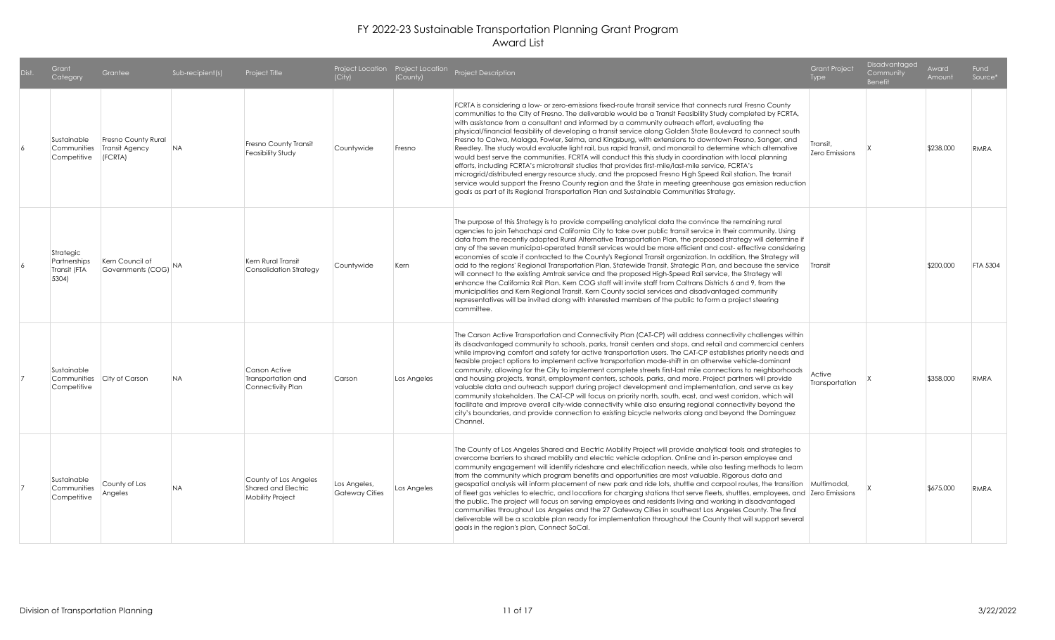# FY 2022-23 Sustainable Transportation Planning Grant Program
## Award List

| Dist. | Grant Category | Grantee | Sub-recipient(s) | Project Title | Project Location (City) | Project Location (County) | Project Description | Grant Project Type | Disadvantaged Community Benefit | Award Amount | Fund Source* |
|---|---|---|---|---|---|---|---|---|---|---|---|
| 6 | Sustainable Communities Competitive | Fresno County Rural Transit Agency (FCRTA) | NA | Fresno County Transit Feasibility Study | Countywide | Fresno | FCRTA is considering a low- or zero-emissions fixed-route transit service that connects rural Fresno County communities to the City of Fresno. The deliverable would be a Transit Feasibility Study completed by FCRTA, with assistance from a consultant and informed by a community outreach effort, evaluating the physical/financial feasibility of developing a transit service along Golden State Boulevard to connect south Fresno to Calwa, Malaga, Fowler, Selma, and Kingsburg, with extensions to downtown Fresno, Sanger, and Reedley. The study would evaluate light rail, bus rapid transit, and monorail to determine which alternative would best serve the communities. FCRTA will conduct this this study in coordination with local planning efforts, including FCRTA's microtransit studies that provides first-mile/last-mile service, FCRTA's microgrid/distributed energy resource study, and the proposed Fresno High Speed Rail station. The transit service would support the Fresno County region and the State in meeting greenhouse gas emission reduction goals as part of its Regional Transportation Plan and Sustainable Communities Strategy. | Transit, Zero Emissions | X | $238,000 | RMRA |
| 6 | Strategic Partnerships Transit (FTA 5304) | Kern Council of Governments (COG) | NA | Kern Rural Transit Consolidation Strategy | Countywide | Kern | The purpose of this Strategy is to provide compelling analytical data the convince the remaining rural agencies to join Tehachapi and California City to take over public transit service in their community. Using data from the recently adopted Rural Alternative Transportation Plan, the proposed strategy will determine if any of the seven municipal-operated transit services would be more efficient and cost- effective considering economies of scale if contracted to the County's Regional Transit organization. In addition, the Strategy will add to the regions' Regional Transportation Plan, Statewide Transit, Strategic Plan, and because the service will connect to the existing Amtrak service and the proposed High-Speed Rail service, the Strategy will enhance the California Rail Plan. Kern COG staff will invite staff from Caltrans Districts 6 and 9, from the municipalities and Kern Regional Transit. Kern County social services and disadvantaged community representatives will be invited along with interested members of the public to form a project steering committee. | Transit | | $200,000 | FTA 5304 |
| 7 | Sustainable Communities Competitive | City of Carson | NA | Carson Active Transportation and Connectivity Plan | Carson | Los Angeles | The Carson Active Transportation and Connectivity Plan (CAT-CP) will address connectivity challenges within its disadvantaged community to schools, parks, transit centers and stops, and retail and commercial centers while improving comfort and safety for active transportation users. The CAT-CP establishes priority needs and feasible project options to implement active transportation mode-shift in an otherwise vehicle-dominant community, allowing for the City to implement complete streets first-last mile connections to neighborhoods and housing projects, transit, employment centers, schools, parks, and more. Project partners will provide valuable data and outreach support during project development and implementation, and serve as key community stakeholders. The CAT-CP will focus on priority north, south, east, and west corridors, which will facilitate and improve overall city-wide connectivity while also ensuring regional connectivity beyond the city's boundaries, and provide connection to existing bicycle networks along and beyond the Dominguez Channel. | Active Transportation | X | $358,000 | RMRA |
| 7 | Sustainable Communities Competitive | County of Los Angeles | NA | County of Los Angeles Shared and Electric Mobility Project | Los Angeles, Gateway Cities | Los Angeles | The County of Los Angeles Shared and Electric Mobility Project will provide analytical tools and strategies to overcome barriers to shared mobility and electric vehicle adoption. Online and in-person employee and community engagement will identify rideshare and electrification needs, while also testing methods to learn from the community which program benefits and opportunities are most valuable. Rigorous data and geospatial analysis will inform placement of new park and ride lots, shuttle and carpool routes, the transition of fleet gas vehicles to electric, and locations for charging stations that serve fleets, shuttles, employees, and the public. The project will focus on serving employees and residents living and working in disadvantaged communities throughout Los Angeles and the 27 Gateway Cities in southeast Los Angeles County. The final deliverable will be a scalable plan ready for implementation throughout the County that will support several goals in the region's plan, Connect SoCal. | Multimodal, Zero Emissions | X | $675,000 | RMRA |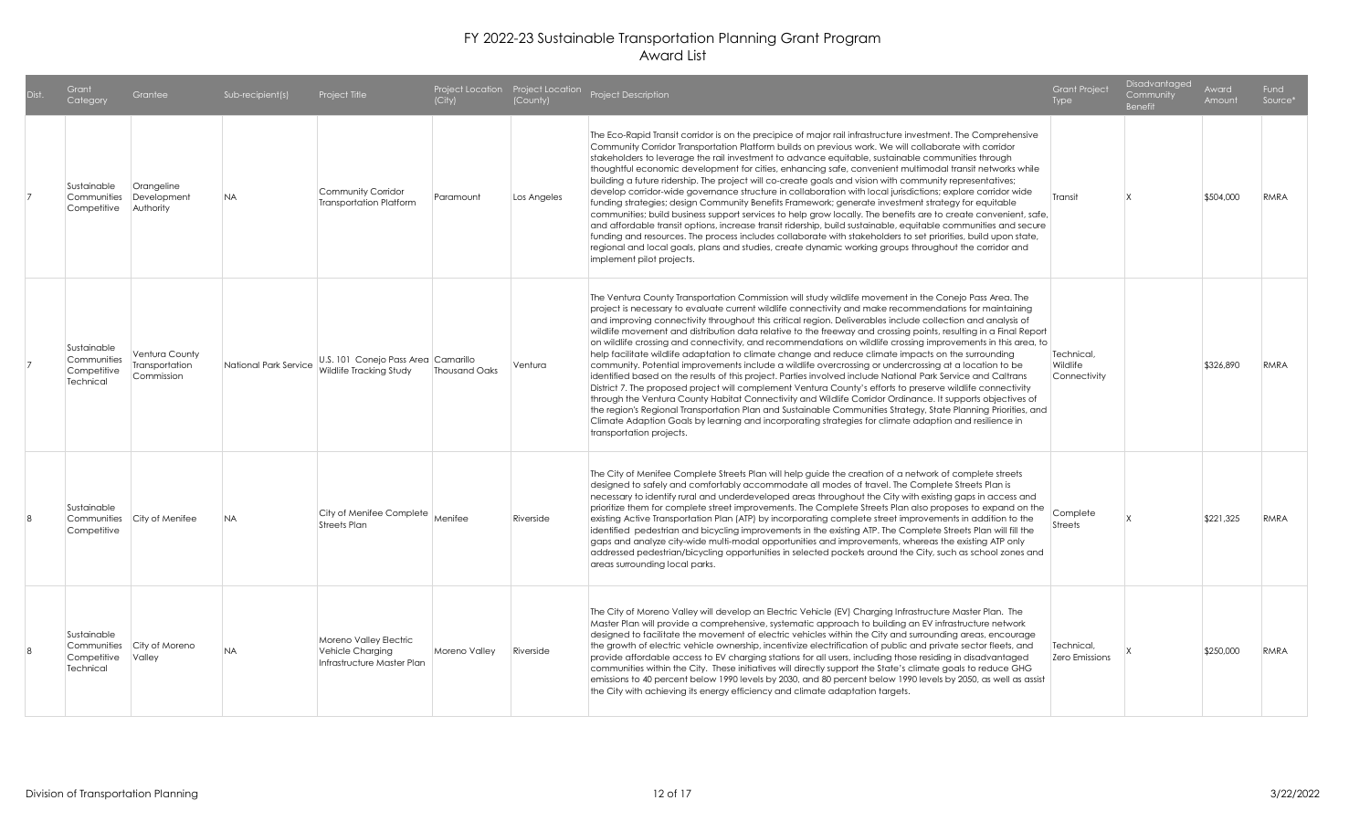# FY 2022-23 Sustainable Transportation Planning Grant Program
## Award List

| Dist. | Grant Category | Grantee | Sub-recipient(s) | Project Title | Project Location (City) | Project Location (County) | Project Description | Grant Project Type | Disadvantaged Community Benefit | Award Amount | Fund Source* |
|---|---|---|---|---|---|---|---|---|---|---|---|
| 7 | Sustainable Communities Competitive | Orangeline Development Authority | NA | Community Corridor Transportation Platform | Paramount | Los Angeles | The Eco-Rapid Transit corridor is on the precipice of major rail infrastructure investment. The Comprehensive Community Corridor Transportation Platform builds on previous work. We will collaborate with corridor stakeholders to leverage the rail investment to advance equitable, sustainable communities through thoughtful economic development for cities, enhancing safe, convenient multimodal transit networks while building a future ridership. The project will co-create goals and vision with community representatives; develop corridor-wide governance structure in collaboration with local jurisdictions; explore corridor wide funding strategies; design Community Benefits Framework; generate investment strategy for equitable communities; build business support services to help grow locally. The benefits are to create convenient, safe, and affordable transit options, increase transit ridership, build sustainable, equitable communities and secure funding and resources. The process includes collaborate with stakeholders to set priorities, build upon state, regional and local goals, plans and studies, create dynamic working groups throughout the corridor and implement pilot projects. | Transit | X | $504,000 | RMRA |
| 7 | Sustainable Communities Competitive Technical | Ventura County Transportation Commission | National Park Service | U.S. 101 Conejo Pass Area Wildlife Tracking Study | Camarillo Thousand Oaks | Ventura | The Ventura County Transportation Commission will study wildlife movement in the Conejo Pass Area. The project is necessary to evaluate current wildlife connectivity and make recommendations for maintaining and improving connectivity throughout this critical region. Deliverables include collection and analysis of wildlife movement and distribution data relative to the freeway and crossing points, resulting in a Final Report on wildlife crossing and connectivity, and recommendations on wildlife crossing improvements in this area, to help facilitate wildlife adaptation to climate change and reduce climate impacts on the surrounding community. Potential improvements include a wildlife overcrossing or undercrossing at a location to be identified based on the results of this project. Parties involved include National Park Service and Caltrans District 7. The proposed project will complement Ventura County's efforts to preserve wildlife connectivity through the Ventura County Habitat Connectivity and Wildlife Corridor Ordinance. It supports objectives of the region's Regional Transportation Plan and Sustainable Communities Strategy, State Planning Priorities, and Climate Adaption Goals by learning and incorporating strategies for climate adaption and resilience in transportation projects. | Technical, Wildlife Connectivity | | $326,890 | RMRA |
| 8 | Sustainable Communities Competitive | City of Menifee | NA | City of Menifee Complete Streets Plan | Menifee | Riverside | The City of Menifee Complete Streets Plan will help guide the creation of a network of complete streets designed to safely and comfortably accommodate all modes of travel. The Complete Streets Plan is necessary to identify rural and underdeveloped areas throughout the City with existing gaps in access and prioritize them for complete street improvements. The Complete Streets Plan also proposes to expand on the existing Active Transportation Plan (ATP) by incorporating complete street improvements in addition to the identified pedestrian and bicycling improvements in the existing ATP. The Complete Streets Plan will fill the gaps and analyze city-wide multi-modal opportunities and improvements, whereas the existing ATP only addressed pedestrian/bicycling opportunities in selected pockets around the City, such as school zones and areas surrounding local parks. | Complete Streets | X | $221,325 | RMRA |
| 8 | Sustainable Communities Competitive Technical | City of Moreno Valley | NA | Moreno Valley Electric Vehicle Charging Infrastructure Master Plan | Moreno Valley | Riverside | The City of Moreno Valley will develop an Electric Vehicle (EV) Charging Infrastructure Master Plan. The Master Plan will provide a comprehensive, systematic approach to building an EV infrastructure network designed to facilitate the movement of electric vehicles within the City and surrounding areas, encourage the growth of electric vehicle ownership, incentivize electrification of public and private sector fleets, and provide affordable access to EV charging stations for all users, including those residing in disadvantaged communities within the City. These initiatives will directly support the State's climate goals to reduce GHG emissions to 40 percent below 1990 levels by 2030, and 80 percent below 1990 levels by 2050, as well as assist the City with achieving its energy efficiency and climate adaptation targets. | Technical, Zero Emissions | X | $250,000 | RMRA |

Division of Transportation Planning — 3/22/2022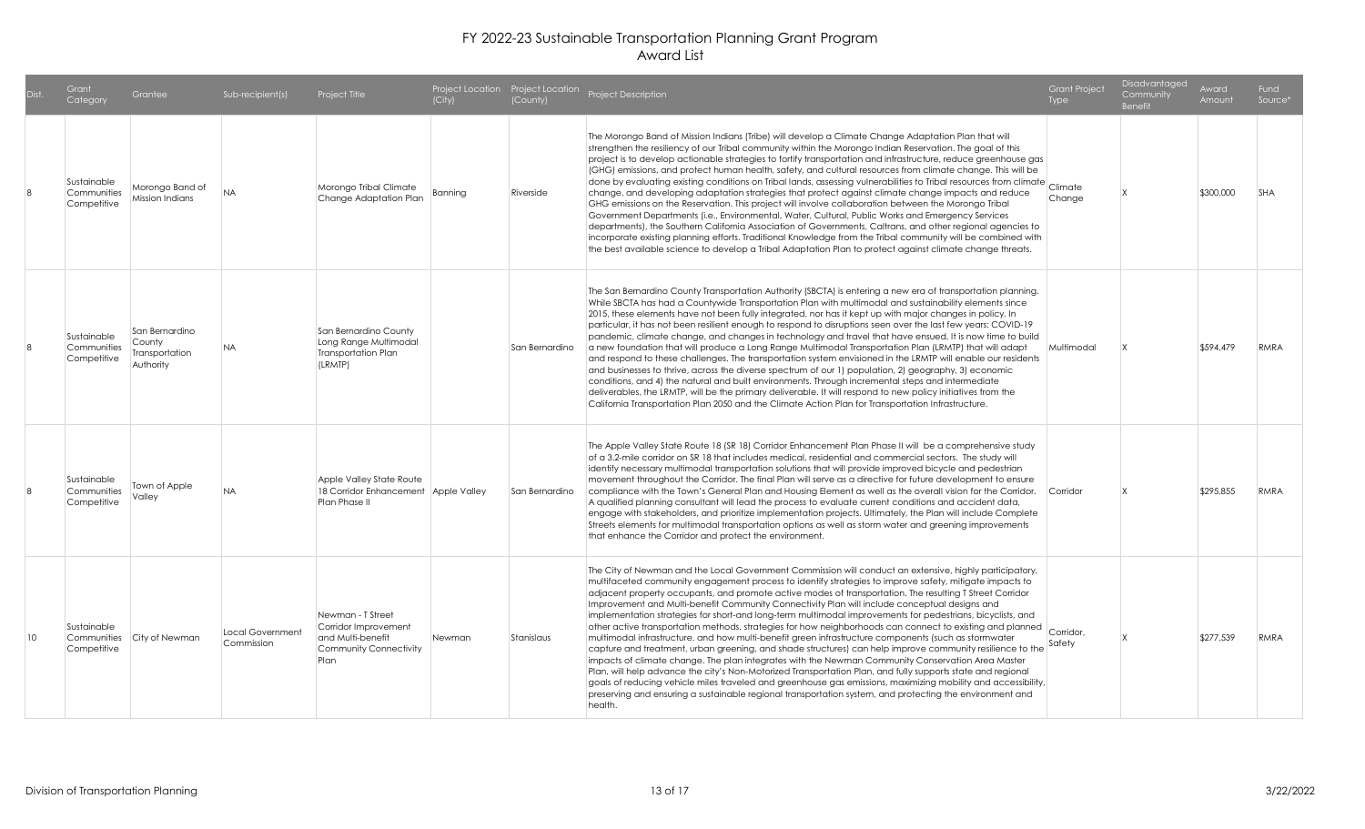# FY 2022-23 Sustainable Transportation Planning Grant Program
## Award List

| Dist. | Grant Category | Grantee | Sub-recipient(s) | Project Title | Project Location (City) | Project Location (County) | Project Description | Grant Project Type | Disadvantaged Community Benefit | Award Amount | Fund Source* |
|---|---|---|---|---|---|---|---|---|---|---|---|
| 8 | Sustainable Communities Competitive | Morongo Band of Mission Indians | NA | Morongo Tribal Climate Change Adaptation Plan | Banning | Riverside | The Morongo Band of Mission Indians (Tribe) will develop a Climate Change Adaptation Plan that will strengthen the resiliency of our Tribal community within the Morongo Indian Reservation. The goal of this project is to develop actionable strategies to fortify transportation and infrastructure, reduce greenhouse gas (GHG) emissions, and protect human health, safety, and cultural resources from climate change. This will be done by evaluating existing conditions on Tribal lands, assessing vulnerabilities to Tribal resources from climate change, and developing adaptation strategies that protect against climate change impacts and reduce GHG emissions on the Reservation. This project will involve collaboration between the Morongo Tribal Government Departments (i.e., Environmental, Water, Cultural, Public Works and Emergency Services departments), the Southern California Association of Governments, Caltrans, and other regional agencies to incorporate existing planning efforts. Traditional Knowledge from the Tribal community will be combined with the best available science to develop a Tribal Adaptation Plan to protect against climate change threats. | Climate Change | X | $300,000 | SHA |
| 8 | Sustainable Communities Competitive | San Bernardino County Transportation Authority | NA | San Bernardino County Long Range Multimodal Transportation Plan (LRMTP) | | San Bernardino | The San Bernardino County Transportation Authority (SBCTA) is entering a new era of transportation planning. While SBCTA has had a Countywide Transportation Plan with multimodal and sustainability elements since 2015, these elements have not been fully integrated, nor has it kept up with major changes in policy. In particular, it has not been resilient enough to respond to disruptions seen over the last few years: COVID-19 pandemic, climate change, and changes in technology and travel that have ensued. It is now time to build a new foundation that will produce a Long Range Multimodal Transportation Plan (LRMTP) that will adapt and respond to these challenges. The transportation system envisioned in the LRMTP will enable our residents and businesses to thrive, across the diverse spectrum of our 1) population, 2) geography, 3) economic conditions, and 4) the natural and built environments. Through incremental steps and intermediate deliverables, the LRMTP, will be the primary deliverable. It will respond to new policy initiatives from the California Transportation Plan 2050 and the Climate Action Plan for Transportation Infrastructure. | Multimodal | X | $594,479 | RMRA |
| 8 | Sustainable Communities Competitive | Town of Apple Valley | NA | Apple Valley State Route 18 Corridor Enhancement Plan Phase II | Apple Valley | San Bernardino | The Apple Valley State Route 18 (SR 18) Corridor Enhancement Plan Phase II will be a comprehensive study of a 3.2-mile corridor on SR 18 that includes medical, residential and commercial sectors. The study will identify necessary multimodal transportation solutions that will provide improved bicycle and pedestrian movement throughout the Corridor. The final Plan will serve as a directive for future development to ensure compliance with the Town's General Plan and Housing Element as well as the overall vision for the Corridor. A qualified planning consultant will lead the process to evaluate current conditions and accident data, engage with stakeholders, and prioritize implementation projects. Ultimately, the Plan will include Complete Streets elements for multimodal transportation options as well as storm water and greening improvements that enhance the Corridor and protect the environment. | Corridor | X | $295,855 | RMRA |
| 10 | Sustainable Communities Competitive | City of Newman | Local Government Commission | Newman - T Street Corridor Improvement and Multi-benefit Community Connectivity Plan | Newman | Stanislaus | The City of Newman and the Local Government Commission will conduct an extensive, highly participatory, multifaceted community engagement process to identify strategies to improve safety, mitigate impacts to adjacent property occupants, and promote active modes of transportation. The resulting T Street Corridor Improvement and Multi-benefit Community Connectivity Plan will include conceptual designs and implementation strategies for short-and long-term multimodal improvements for pedestrians, bicyclists, and other active transportation methods, strategies for how neighborhoods can connect to existing and planned multimodal infrastructure, and how multi-benefit green infrastructure components (such as stormwater capture and treatment, urban greening, and shade structures) can help improve community resilience to the impacts of climate change. The plan integrates with the Newman Community Conservation Area Master Plan, will help advance the city's Non-Motorized Transportation Plan, and fully supports state and regional goals of reducing vehicle miles traveled and greenhouse gas emissions, maximizing mobility and accessibility, preserving and ensuring a sustainable regional transportation system, and protecting the environment and health. | Corridor, Safety | X | $277,539 | RMRA |

Division of Transportation Planning 3/22/2022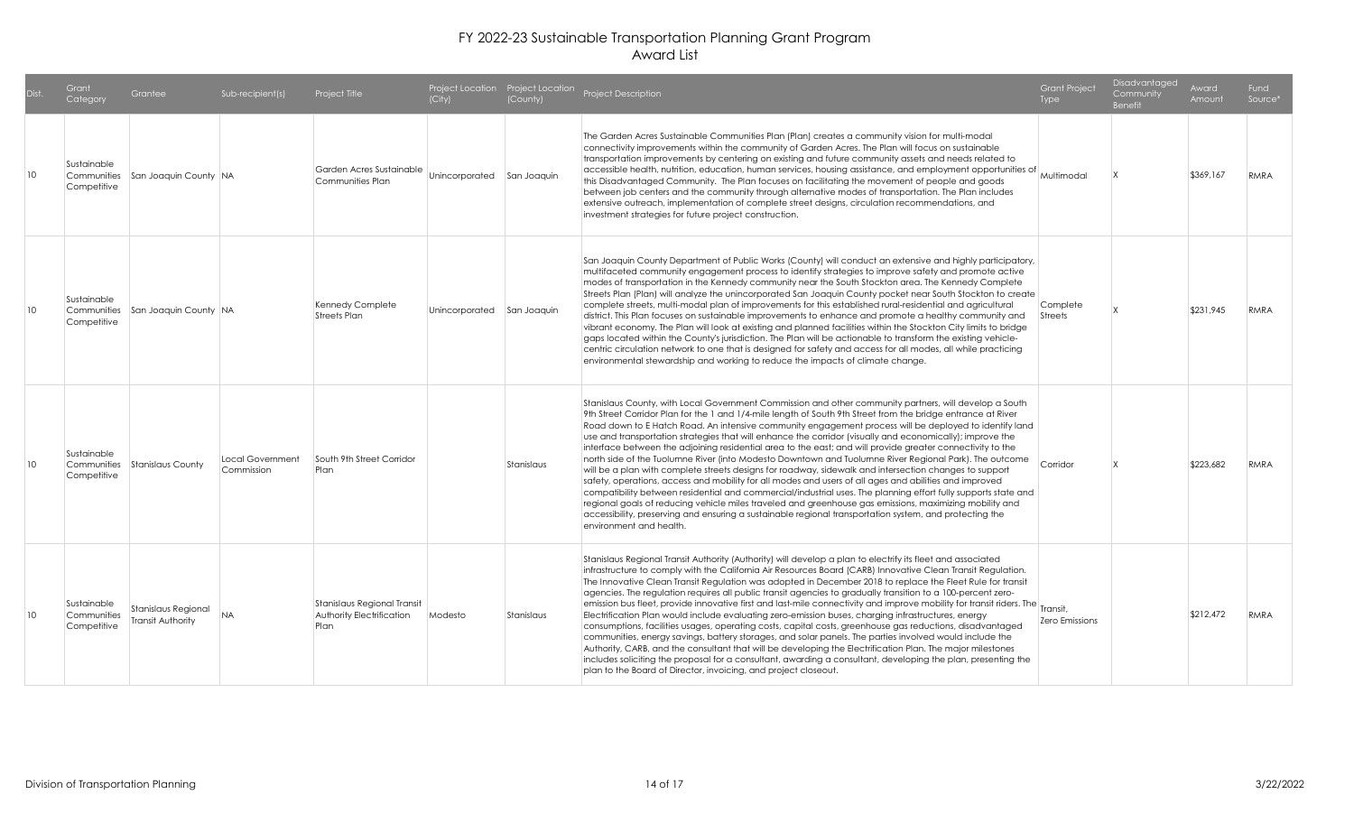# FY 2022-23 Sustainable Transportation Planning Grant Program
## Award List

| Dist. | Grant Category | Grantee | Sub-recipient(s) | Project Title | Project Location (City) | Project Location (County) | Project Description | Grant Project Type | Disadvantaged Community Benefit | Award Amount | Fund Source* |
|---|---|---|---|---|---|---|---|---|---|---|---|
| 10 | Sustainable Communities Competitive | San Joaquin County | NA | Garden Acres Sustainable Communities Plan | Unincorporated | San Joaquin | The Garden Acres Sustainable Communities Plan (Plan) creates a community vision for multi-modal connectivity improvements within the community of Garden Acres. The Plan will focus on sustainable transportation improvements by centering on existing and future community assets and needs related to accessible health, nutrition, education, human services, housing assistance, and employment opportunities of this Disadvantaged Community. The Plan focuses on facilitating the movement of people and goods between job centers and the community through alternative modes of transportation. The Plan includes extensive outreach, implementation of complete street designs, circulation recommendations, and investment strategies for future project construction. | Multimodal | X | $369,167 | RMRA |
| 10 | Sustainable Communities Competitive | San Joaquin County | NA | Kennedy Complete Streets Plan | Unincorporated | San Joaquin | San Joaquin County Department of Public Works (County) will conduct an extensive and highly participatory, multifaceted community engagement process to identify strategies to improve safety and promote active modes of transportation in the Kennedy community near the South Stockton area. The Kennedy Complete Streets Plan (Plan) will analyze the unincorporated San Joaquin County pocket near South Stockton to create complete streets, multi-modal plan of improvements for this established rural-residential and agricultural district. This Plan focuses on sustainable improvements to enhance and promote a healthy community and vibrant economy. The Plan will look at existing and planned facilities within the Stockton City limits to bridge gaps located within the County's jurisdiction. The Plan will be actionable to transform the existing vehicle-centric circulation network to one that is designed for safety and access for all modes, all while practicing environmental stewardship and working to reduce the impacts of climate change. | Complete Streets | X | $231,945 | RMRA |
| 10 | Sustainable Communities Competitive | Stanislaus County | Local Government Commission | South 9th Street Corridor Plan | | Stanislaus | Stanislaus County, with Local Government Commission and other community partners, will develop a South 9th Street Corridor Plan for the 1 and 1/4-mile length of South 9th Street from the bridge entrance at River Road down to E Hatch Road. An intensive community engagement process will be deployed to identify land use and transportation strategies that will enhance the corridor (visually and economically); improve the interface between the adjoining residential area to the east; and will provide greater connectivity to the north side of the Tuolumne River (into Modesto Downtown and Tuolumne River Regional Park). The outcome will be a plan with complete streets designs for roadway, sidewalk and intersection changes to support safety, operations, access and mobility for all modes and users of all ages and abilities and improved compatibility between residential and commercial/industrial uses. The planning effort fully supports state and regional goals of reducing vehicle miles traveled and greenhouse gas emissions, maximizing mobility and accessibility, preserving and ensuring a sustainable regional transportation system, and protecting the environment and health. | Corridor | X | $223,682 | RMRA |
| 10 | Sustainable Communities Competitive | Stanislaus Regional Transit Authority | NA | Stanislaus Regional Transit Authority Electrification Plan | Modesto | Stanislaus | Stanislaus Regional Transit Authority (Authority) will develop a plan to electrify its fleet and associated infrastructure to comply with the California Air Resources Board (CARB) Innovative Clean Transit Regulation. The Innovative Clean Transit Regulation was adopted in December 2018 to replace the Fleet Rule for transit agencies. The regulation requires all public transit agencies to gradually transition to a 100-percent zero-emission bus fleet, provide innovative first and last-mile connectivity and improve mobility for transit riders. The Electrification Plan would include evaluating zero-emission buses, charging infrastructures, energy consumptions, facilities usages, operating costs, capital costs, greenhouse gas reductions, disadvantaged communities, energy savings, battery storages, and solar panels. The parties involved would include the Authority, CARB, and the consultant that will be developing the Electrification Plan. The major milestones includes soliciting the proposal for a consultant, awarding a consultant, developing the plan, presenting the plan to the Board of Director, invoicing, and project closeout. | Transit, Zero Emissions | | $212,472 | RMRA |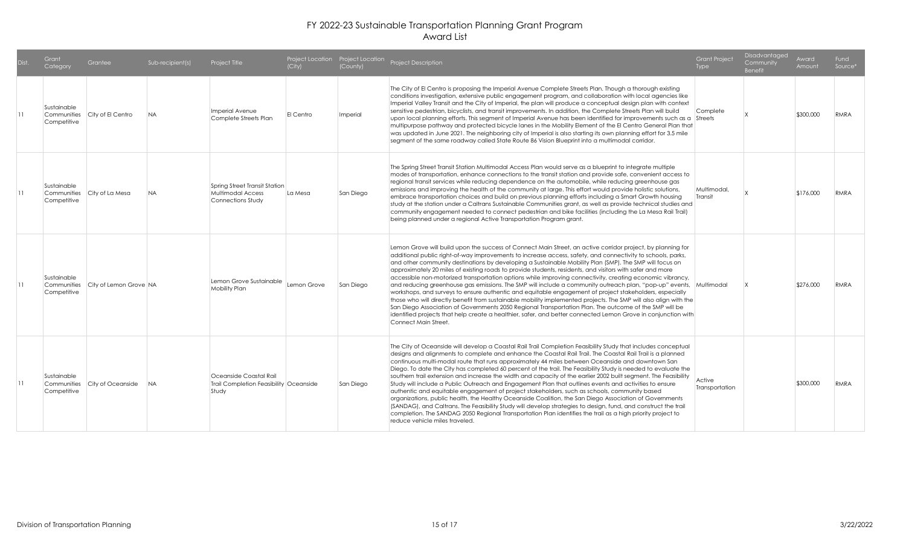# FY 2022-23 Sustainable Transportation Planning Grant Program
## Award List

| Dist. | Grant Category | Grantee | Sub-recipient(s) | Project Title | Project Location (City) | Project Location (County) | Project Description | Grant Project Type | Disadvantaged Community Benefit | Award Amount | Fund Source* |
|---|---|---|---|---|---|---|---|---|---|---|---|
| 11 | Sustainable Communities Competitive | City of El Centro | NA | Imperial Avenue Complete Streets Plan | El Centro | Imperial | The City of El Centro is proposing the Imperial Avenue Complete Streets Plan. Though a thorough existing conditions investigation, extensive public engagement program, and collaboration with local agencies like Imperial Valley Transit and the City of Imperial, the plan will produce a conceptual design plan with context sensitive pedestrian, bicyclists, and transit improvements. In addition, the Complete Streets Plan will build upon local planning efforts. This segment of Imperial Avenue has been identified for improvements such as a multipurpose pathway and protected bicycle lanes in the Mobility Element of the El Centro General Plan that was updated in June 2021. The neighboring city of Imperial is also starting its own planning effort for 3.5 mile segment of the same roadway called State Route 86 Vision Blueprint into a multimodal corridor. | Complete Streets | X | $300,000 | RMRA |
| 11 | Sustainable Communities Competitive | City of La Mesa | NA | Spring Street Transit Station Multimodal Access Connections Study | La Mesa | San Diego | The Spring Street Transit Station Multimodal Access Plan would serve as a blueprint to integrate multiple modes of transportation, enhance connections to the transit station and provide safe, convenient access to regional transit services while reducing dependence on the automobile, while reducing greenhouse gas emissions and improving the health of the community at large. This effort would provide holistic solutions, embrace transportation choices and build on previous planning efforts including a Smart Growth housing study at the station under a Caltrans Sustainable Communities grant, as well as provide technical studies and community engagement needed to connect pedestrian and bike facilities (including the La Mesa Rail Trail) being planned under a regional Active Transportation Program grant. | Multimodal, Transit | X | $176,000 | RMRA |
| 11 | Sustainable Communities Competitive | City of Lemon Grove | NA | Lemon Grove Sustainable Mobility Plan | Lemon Grove | San Diego | Lemon Grove will build upon the success of Connect Main Street, an active corridor project, by planning for additional public right-of-way improvements to increase access, safety, and connectivity to schools, parks, and other community destinations by developing a Sustainable Mobility Plan (SMP). The SMP will focus on approximately 20 miles of existing roads to provide students, residents, and visitors with safer and more accessible non-motorized transportation options while improving connectivity, creating economic vibrancy, and reducing greenhouse gas emissions. The SMP will include a community outreach plan, "pop-up" events, workshops, and surveys to ensure authentic and equitable engagement of project stakeholders, especially those who will directly benefit from sustainable mobility implemented projects. The SMP will also align with the San Diego Association of Governments 2050 Regional Transportation Plan. The outcome of the SMP will be identified projects that help create a healthier, safer, and better connected Lemon Grove in conjunction with Connect Main Street. | Multimodal | X | $276,000 | RMRA |
| 11 | Sustainable Communities Competitive | City of Oceanside | NA | Oceanside Coastal Rail Trail Completion Feasibility Study | Oceanside | San Diego | The City of Oceanside will develop a Coastal Rail Trail Completion Feasibility Study that includes conceptual designs and alignments to complete and enhance the Coastal Rail Trail. The Coastal Rail Trail is a planned continuous multi-modal route that runs approximately 44 miles between Oceanside and downtown San Diego. To date the City has completed 60 percent of the trail. The Feasibility Study is needed to evaluate the southern trail extension and increase the width and capacity of the earlier 2002 built segment. The Feasibility Study will include a Public Outreach and Engagement Plan that outlines events and activities to ensure authentic and equitable engagement of project stakeholders, such as schools, community based organizations, public health, the Healthy Oceanside Coalition, the San Diego Association of Governments (SANDAG), and Caltrans. The Feasibility Study will develop strategies to design, fund, and construct the trail completion. The SANDAG 2050 Regional Transportation Plan identifies the trail as a high priority project to reduce vehicle miles traveled. | Active Transportation | | $300,000 | RMRA |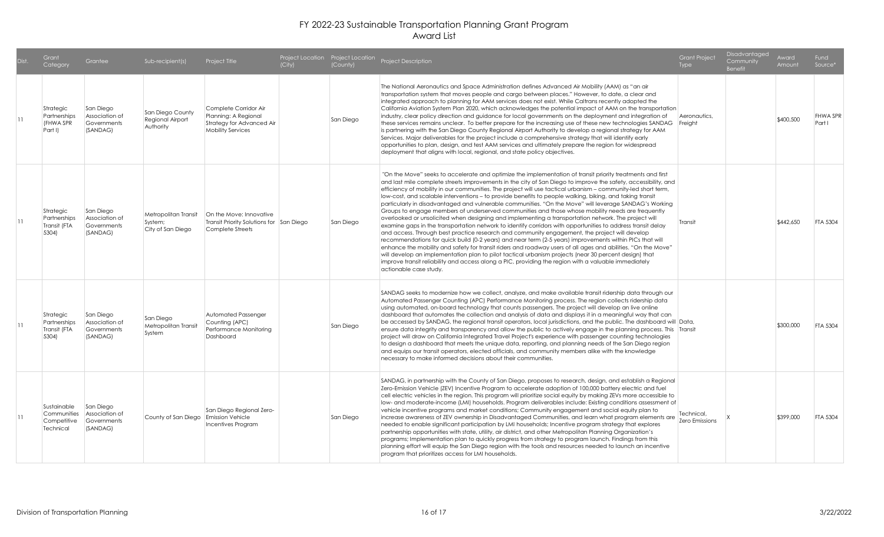# FY 2022-23 Sustainable Transportation Planning Grant Program
## Award List

| Dist. | Grant Category | Grantee | Sub-recipient(s) | Project Title | Project Location (City) | Project Location (County) | Project Description | Grant Project Type | Disadvantaged Community Benefit | Award Amount | Fund Source* |
|---|---|---|---|---|---|---|---|---|---|---|---|
| 11 | Strategic Partnerships (FHWA SPR Part I) | San Diego Association of Governments (SANDAG) | San Diego County Regional Airport Authority | Complete Corridor Air Planning: A Regional Strategy for Advanced Air Mobility Services | | San Diego | The National Aeronautics and Space Administration defines Advanced Air Mobility (AAM) as "an air transportation system that moves people and cargo between places." However, to date, a clear and integrated approach to planning for AAM services does not exist. While Caltrans recently adopted the California Aviation System Plan 2020, which acknowledges the potential impact of AAM on the transportation industry, clear policy direction and guidance for local governments on the deployment and integration of these services remains unclear. To better prepare for the increasing use of these new technologies SANDAG is partnering with the San Diego County Regional Airport Authority to develop a regional strategy for AAM Services. Major deliverables for the project include a comprehensive strategy that will identify early opportunities to plan, design, and test AAM services and ultimately prepare the region for widespread deployment that aligns with local, regional, and state policy objectives. | Aeronautics, Freight | | $400,500 | FHWA SPR Part I |
| 11 | Strategic Partnerships Transit (FTA 5304) | San Diego Association of Governments (SANDAG) | Metropolitan Transit System; City of San Diego | On the Move: Innovative Transit Priority Solutions for Complete Streets | San Diego | San Diego | "On the Move" seeks to accelerate and optimize the implementation of transit priority treatments and first and last mile complete streets improvements in the city of San Diego to improve the safety, accessibility, and efficiency of mobility in our communities. The project will use tactical urbanism – community-led short term, low-cost, and scalable interventions – to provide benefits to people walking, biking, and taking transit particularly in disadvantaged and vulnerable communities. "On the Move" will leverage SANDAG's Working Groups to engage members of underserved communities and those whose mobility needs are frequently overlooked or unsolicited when designing and implementing a transportation network. The project will examine gaps in the transportation network to identify corridors with opportunities to address transit delay and access. Through best practice research and community engagement, the project will develop recommendations for quick build (0-2 years) and near term (2-5 years) improvements within PICs that will enhance the mobility and safety for transit riders and roadway users of all ages and abilities. "On the Move" will develop an implementation plan to pilot tactical urbanism projects (near 30 percent design) that improve transit reliability and access along a PIC, providing the region with a valuable immediately actionable case study. | Transit | | $442,650 | FTA 5304 |
| 11 | Strategic Partnerships Transit (FTA 5304) | San Diego Association of Governments (SANDAG) | San Diego Metropolitan Transit System | Automated Passenger Counting (APC) Performance Monitoring Dashboard | | San Diego | SANDAG seeks to modernize how we collect, analyze, and make available transit ridership data through our Automated Passenger Counting (APC) Performance Monitoring process. The region collects ridership data using automated, on-board technology that counts passengers. The project will develop an live online dashboard that automates the collection and analysis of data and displays it in a meaningful way that can be accessed by SANDAG, the regional transit operators, local jurisdictions, and the public. The dashboard will ensure data integrity and transparency and allow the public to actively engage in the planning process. This project will draw on California Integrated Travel Project's experience with passenger counting technologies to design a dashboard that meets the unique data, reporting, and planning needs of the San Diego region and equips our transit operators, elected officials, and community members alike with the knowledge necessary to make informed decisions about their communities. | Data, Transit | | $300,000 | FTA 5304 |
| 11 | Sustainable Communities Competitive Technical | San Diego Association of Governments (SANDAG) | County of San Diego | San Diego Regional Zero-Emission Vehicle Incentives Program | | San Diego | SANDAG, in partnership with the County of San Diego, proposes to research, design, and establish a Regional Zero-Emission Vehicle (ZEV) Incentive Program to accelerate adoption of 100,000 battery electric and fuel cell electric vehicles in the region. This program will prioritize social equity by making ZEVs more accessible to low- and moderate-income (LMI) households. Program deliverables include: Existing conditions assessment of vehicle incentive programs and market conditions; Community engagement and social equity plan to increase awareness of ZEV ownership in Disadvantaged Communities, and learn what program elements are needed to enable significant participation by LMI households; Incentive program strategy that explores partnership opportunities with state, utility, air district, and other Metropolitan Planning Organization's programs; Implementation plan to quickly progress from strategy to program launch. Findings from this planning effort will equip the San Diego region with the tools and resources needed to launch an incentive program that prioritizes access for LMI households. | Technical, Zero Emissions | X | $399,000 | FTA 5304 |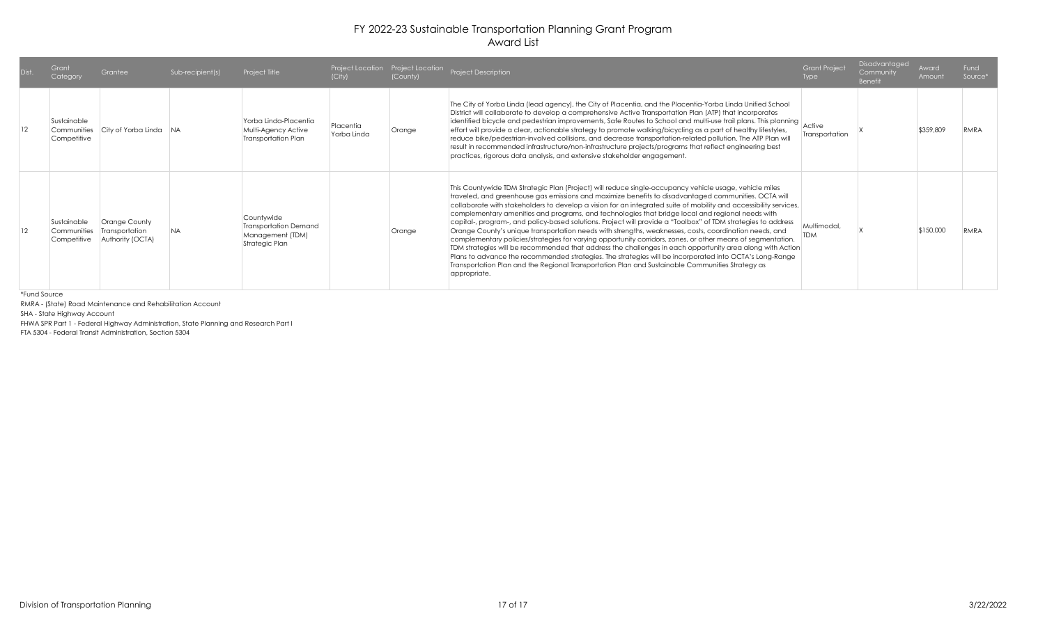# FY 2022-23 Sustainable Transportation Planning Grant Program

## Award List

| Dist. | Grant Category | Grantee | Sub-recipient(s) | Project Title | Project Location (City) | Project Location (County) | Project Description | Grant Project Type | Disadvantaged Community Benefit | Award Amount | Fund Source* |
|---|---|---|---|---|---|---|---|---|---|---|---|
| 12 | Sustainable Communities Competitive | City of Yorba Linda | NA | Yorba Linda-Placentia Multi-Agency Active Transportation Plan | Placentia Yorba Linda | Orange | The City of Yorba Linda (lead agency), the City of Placentia, and the Placentia-Yorba Linda Unified School District will collaborate to develop a comprehensive Active Transportation Plan (ATP) that incorporates identified bicycle and pedestrian improvements, Safe Routes to School and multi-use trail plans. This planning effort will provide a clear, actionable strategy to promote walking/bicycling as a part of healthy lifestyles, reduce bike/pedestrian-involved collisions, and decrease transportation-related pollution. The ATP Plan will result in recommended infrastructure/non-infrastructure projects/programs that reflect engineering best practices, rigorous data analysis, and extensive stakeholder engagement. | Active Transportation | X | $359,809 | RMRA |
| 12 | Sustainable Communities Competitive | Orange County Transportation Authority (OCTA) | NA | Countywide Transportation Demand Management (TDM) Strategic Plan | | Orange | This Countywide TDM Strategic Plan (Project) will reduce single-occupancy vehicle usage, vehicle miles traveled, and greenhouse gas emissions and maximize benefits to disadvantaged communities. OCTA will collaborate with stakeholders to develop a vision for an integrated suite of mobility and accessibility services, complementary amenities and programs, and technologies that bridge local and regional needs with capital-, program-, and policy-based solutions. Project will provide a "Toolbox" of TDM strategies to address Orange County's unique transportation needs with strengths, weaknesses, costs, coordination needs, and complementary policies/strategies for varying opportunity corridors, zones, or other means of segmentation. TDM strategies will be recommended that address the challenges in each opportunity area along with Action Plans to advance the recommended strategies. The strategies will be incorporated into OCTA's Long-Range Transportation Plan and the Regional Transportation Plan and Sustainable Communities Strategy as appropriate. | Multimodal, TDM | X | $150,000 | RMRA |

*Fund Source

RMRA - (State) Road Maintenance and Rehabilitation Account

SHA - State Highway Account

FHWA SPR Part 1 - Federal Highway Administration, State Planning and Research Part I

FTA 5304 - Federal Transit Administration, Section 5304